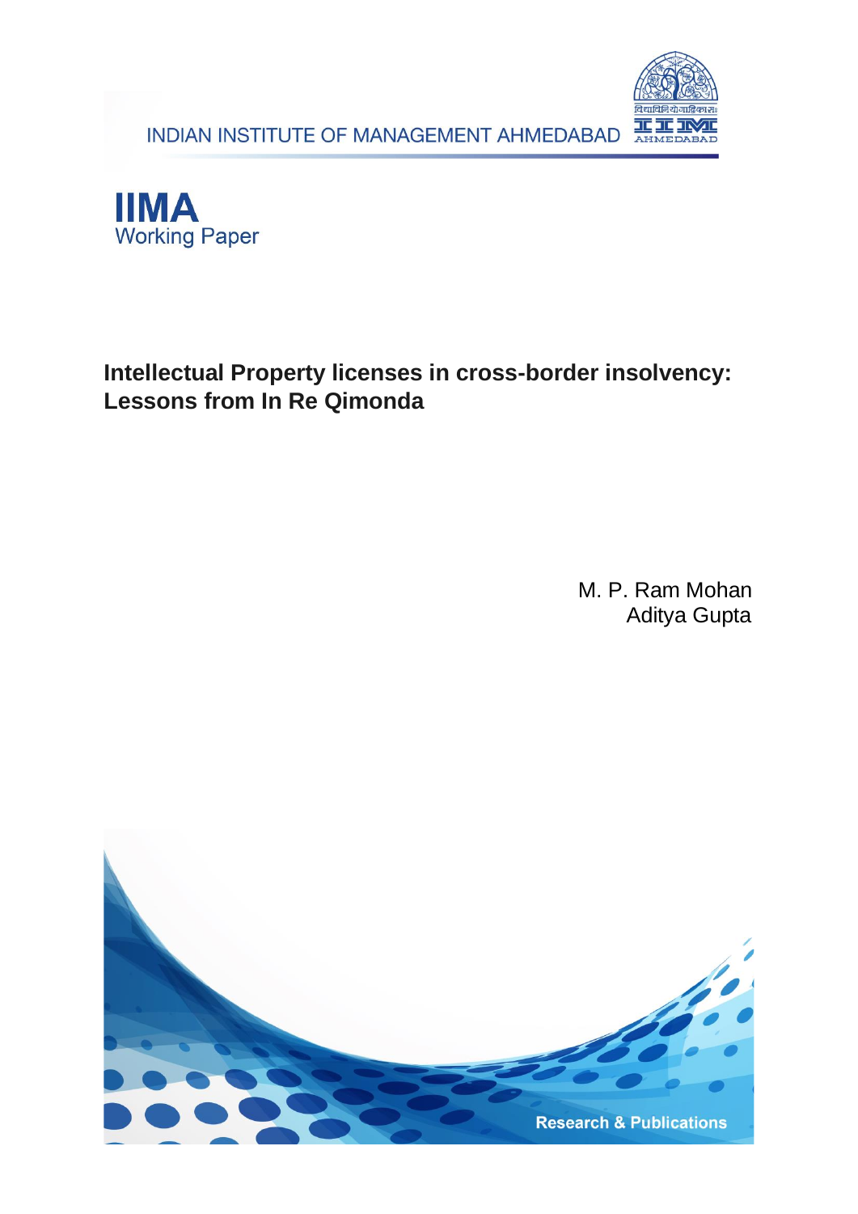INDIAN INSTITUTE OF MANAGEMENT AHMEDABAD

**IIMA**
Working Paper

# Intellectual Property licenses in cross-border insolvency: Lessons from In Re Qimonda

M. P. Ram Mohan
Aditya Gupta

Research & Publications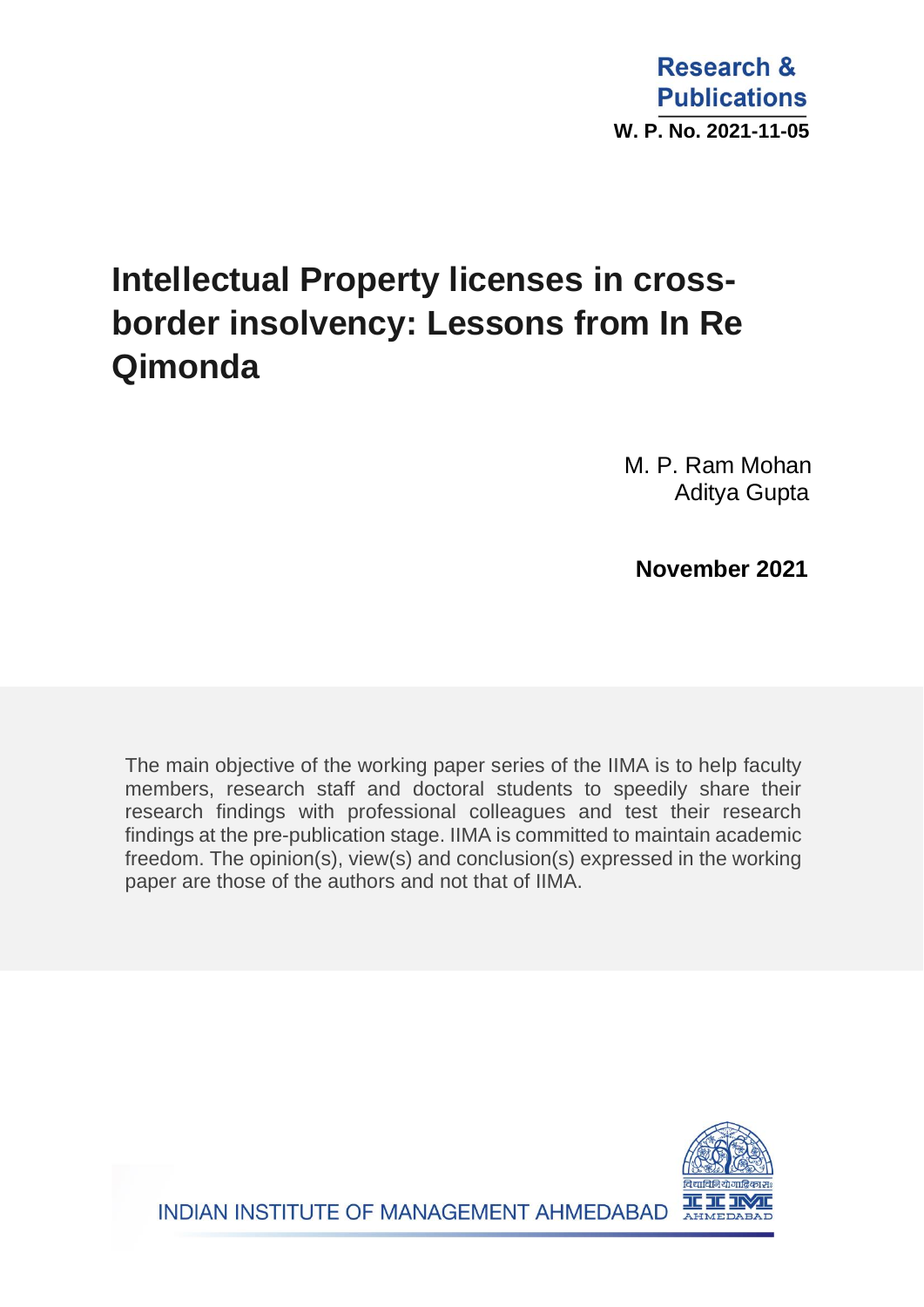Research & Publications

W. P. No. 2021-11-05

# Intellectual Property licenses in cross-border insolvency: Lessons from In Re Qimonda

M. P. Ram Mohan

Aditya Gupta

**November 2021**

The main objective of the working paper series of the IIMA is to help faculty members, research staff and doctoral students to speedily share their research findings with professional colleagues and test their research findings at the pre-publication stage. IIMA is committed to maintain academic freedom. The opinion(s), view(s) and conclusion(s) expressed in the working paper are those of the authors and not that of IIMA.

INDIAN INSTITUTE OF MANAGEMENT AHMEDABAD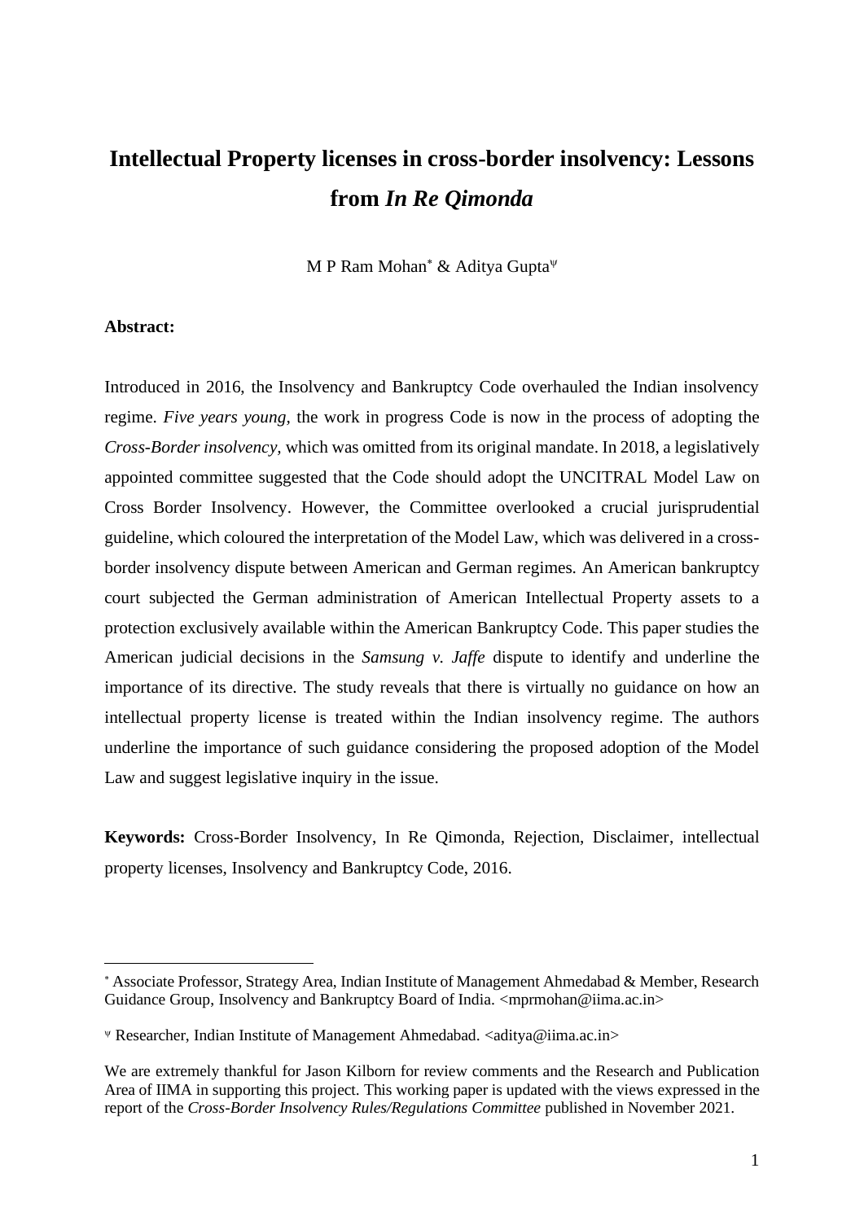# Intellectual Property licenses in cross-border insolvency: Lessons from *In Re Qimonda*

M P Ram Mohan[*] & Aditya Gupta[ψ]

**Abstract:**

Introduced in 2016, the Insolvency and Bankruptcy Code overhauled the Indian insolvency regime. *Five years young,* the work in progress Code is now in the process of adopting the *Cross-Border insolvency,* which was omitted from its original mandate. In 2018, a legislatively appointed committee suggested that the Code should adopt the UNCITRAL Model Law on Cross Border Insolvency. However, the Committee overlooked a crucial jurisprudential guideline, which coloured the interpretation of the Model Law, which was delivered in a cross-border insolvency dispute between American and German regimes. An American bankruptcy court subjected the German administration of American Intellectual Property assets to a protection exclusively available within the American Bankruptcy Code. This paper studies the American judicial decisions in the *Samsung v. Jaffe* dispute to identify and underline the importance of its directive. The study reveals that there is virtually no guidance on how an intellectual property license is treated within the Indian insolvency regime. The authors underline the importance of such guidance considering the proposed adoption of the Model Law and suggest legislative inquiry in the issue.

**Keywords:** Cross-Border Insolvency, In Re Qimonda, Rejection, Disclaimer, intellectual property licenses, Insolvency and Bankruptcy Code, 2016.

---

[*] Associate Professor, Strategy Area, Indian Institute of Management Ahmedabad & Member, Research Guidance Group, Insolvency and Bankruptcy Board of India. <mprmohan@iima.ac.in>

[ψ] Researcher, Indian Institute of Management Ahmedabad. <aditya@iima.ac.in>

We are extremely thankful for Jason Kilborn for review comments and the Research and Publication Area of IIMA in supporting this project. This working paper is updated with the views expressed in the report of the *Cross-Border Insolvency Rules/Regulations Committee* published in November 2021.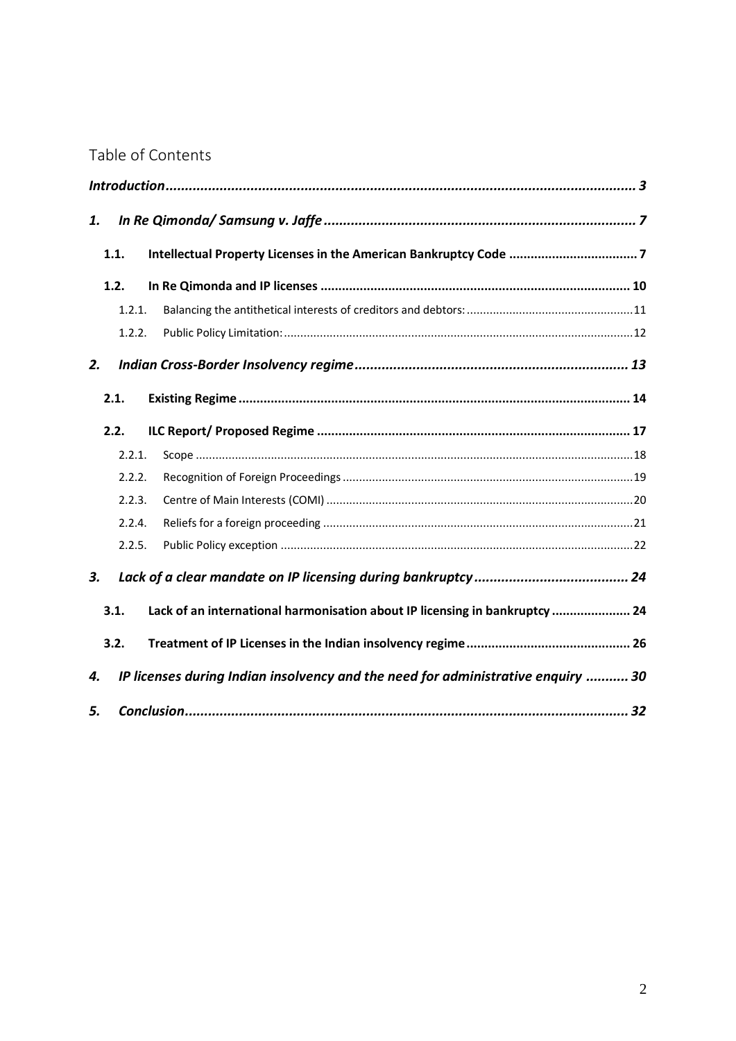# Table of Contents

*Introduction* ........ 3

1. *In Re Qimonda/ Samsung v. Jaffe* ........ 7
   - 1.1. Intellectual Property Licenses in the American Bankruptcy Code ........ 7
   - 1.2. In Re Qimonda and IP licenses ........ 10
     - 1.2.1. Balancing the antithetical interests of creditors and debtors: ........ 11
     - 1.2.2. Public Policy Limitation: ........ 12
2. *Indian Cross-Border Insolvency regime* ........ 13
   - 2.1. Existing Regime ........ 14
   - 2.2. ILC Report/ Proposed Regime ........ 17
     - 2.2.1. Scope ........ 18
     - 2.2.2. Recognition of Foreign Proceedings ........ 19
     - 2.2.3. Centre of Main Interests (COMI) ........ 20
     - 2.2.4. Reliefs for a foreign proceeding ........ 21
     - 2.2.5. Public Policy exception ........ 22
3. *Lack of a clear mandate on IP licensing during bankruptcy* ........ 24
   - 3.1. Lack of an international harmonisation about IP licensing in bankruptcy ........ 24
   - 3.2. Treatment of IP Licenses in the Indian insolvency regime ........ 26
4. *IP licenses during Indian insolvency and the need for administrative enquiry* ........ 30
5. *Conclusion* ........ 32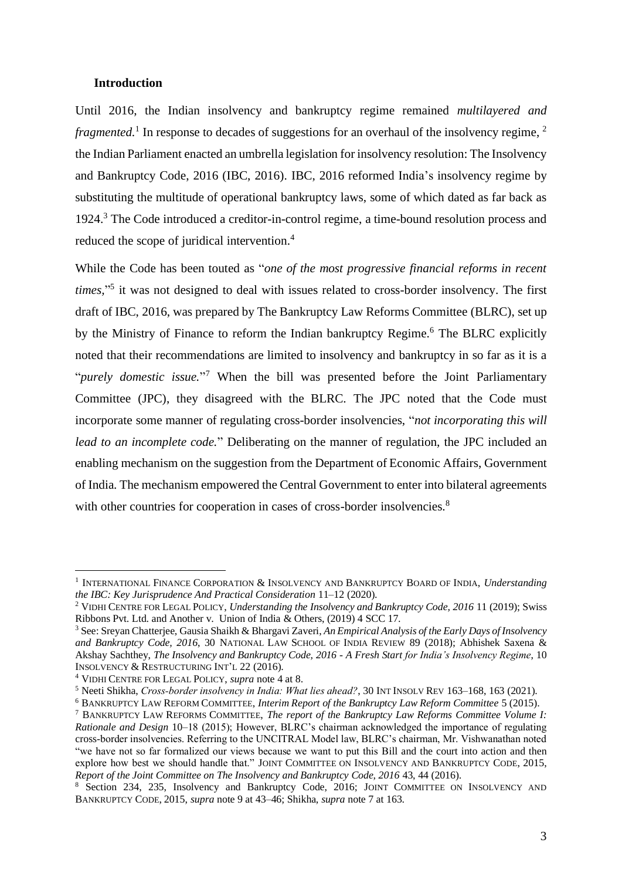**Introduction**

Until 2016, the Indian insolvency and bankruptcy regime remained *multilayered and fragmented.*[1] In response to decades of suggestions for an overhaul of the insolvency regime, [2] the Indian Parliament enacted an umbrella legislation for insolvency resolution: The Insolvency and Bankruptcy Code, 2016 (IBC, 2016). IBC, 2016 reformed India's insolvency regime by substituting the multitude of operational bankruptcy laws, some of which dated as far back as 1924.[3] The Code introduced a creditor-in-control regime, a time-bound resolution process and reduced the scope of juridical intervention.[4]

While the Code has been touted as "*one of the most progressive financial reforms in recent times,*"[5] it was not designed to deal with issues related to cross-border insolvency. The first draft of IBC, 2016, was prepared by The Bankruptcy Law Reforms Committee (BLRC), set up by the Ministry of Finance to reform the Indian bankruptcy Regime.[6] The BLRC explicitly noted that their recommendations are limited to insolvency and bankruptcy in so far as it is a "*purely domestic issue.*"[7] When the bill was presented before the Joint Parliamentary Committee (JPC), they disagreed with the BLRC. The JPC noted that the Code must incorporate some manner of regulating cross-border insolvencies, "*not incorporating this will lead to an incomplete code.*" Deliberating on the manner of regulation, the JPC included an enabling mechanism on the suggestion from the Department of Economic Affairs, Government of India. The mechanism empowered the Central Government to enter into bilateral agreements with other countries for cooperation in cases of cross-border insolvencies.[8]

---

[1] INTERNATIONAL FINANCE CORPORATION & INSOLVENCY AND BANKRUPTCY BOARD OF INDIA, *Understanding the IBC: Key Jurisprudence And Practical Consideration* 11–12 (2020).

[2] VIDHI CENTRE FOR LEGAL POLICY, *Understanding the Insolvency and Bankruptcy Code, 2016* 11 (2019); Swiss Ribbons Pvt. Ltd. and Another v. Union of India & Others, (2019) 4 SCC 17.

[3] See: Sreyan Chatterjee, Gausia Shaikh & Bhargavi Zaveri, *An Empirical Analysis of the Early Days of Insolvency and Bankruptcy Code, 2016*, 30 NATIONAL LAW SCHOOL OF INDIA REVIEW 89 (2018); Abhishek Saxena & Akshay Sachthey, *The Insolvency and Bankruptcy Code, 2016 - A Fresh Start for India's Insolvency Regime*, 10 INSOLVENCY & RESTRUCTURING INT'L 22 (2016).

[4] VIDHI CENTRE FOR LEGAL POLICY, *supra* note 4 at 8.

[5] Neeti Shikha, *Cross-border insolvency in India: What lies ahead?*, 30 INT INSOLV REV 163–168, 163 (2021).

[6] BANKRUPTCY LAW REFORM COMMITTEE, *Interim Report of the Bankruptcy Law Reform Committee* 5 (2015).

[7] BANKRUPTCY LAW REFORMS COMMITTEE, *The report of the Bankruptcy Law Reforms Committee Volume I: Rationale and Design* 10–18 (2015); However, BLRC's chairman acknowledged the importance of regulating cross-border insolvencies. Referring to the UNCITRAL Model law, BLRC's chairman, Mr. Vishwanathan noted "we have not so far formalized our views because we want to put this Bill and the court into action and then explore how best we should handle that." JOINT COMMITTEE ON INSOLVENCY AND BANKRUPTCY CODE, 2015, *Report of the Joint Committee on The Insolvency and Bankruptcy Code, 2016* 43, 44 (2016).

[8] Section 234, 235, Insolvency and Bankruptcy Code, 2016; JOINT COMMITTEE ON INSOLVENCY AND BANKRUPTCY CODE, 2015, *supra* note 9 at 43–46; Shikha, *supra* note 7 at 163.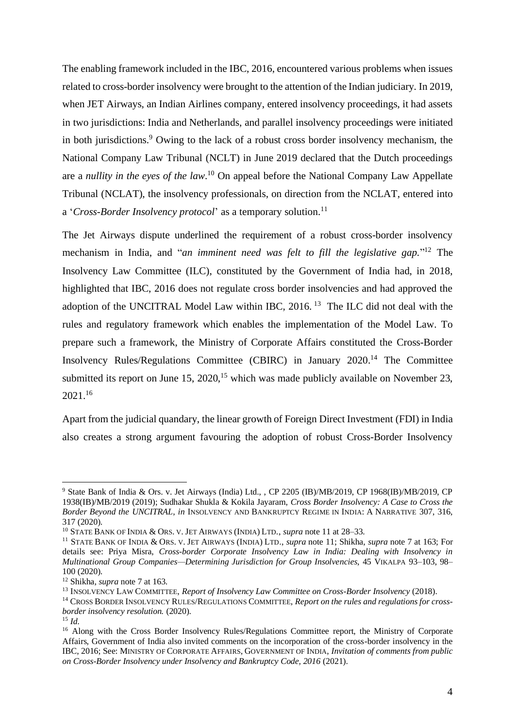The enabling framework included in the IBC, 2016, encountered various problems when issues related to cross-border insolvency were brought to the attention of the Indian judiciary. In 2019, when JET Airways, an Indian Airlines company, entered insolvency proceedings, it had assets in two jurisdictions: India and Netherlands, and parallel insolvency proceedings were initiated in both jurisdictions.[9] Owing to the lack of a robust cross border insolvency mechanism, the National Company Law Tribunal (NCLT) in June 2019 declared that the Dutch proceedings are a *nullity in the eyes of the law*.[10] On appeal before the National Company Law Appellate Tribunal (NCLAT), the insolvency professionals, on direction from the NCLAT, entered into a '*Cross-Border Insolvency protocol*' as a temporary solution.[11]

The Jet Airways dispute underlined the requirement of a robust cross-border insolvency mechanism in India, and "*an imminent need was felt to fill the legislative gap.*"[12] The Insolvency Law Committee (ILC), constituted by the Government of India had, in 2018, highlighted that IBC, 2016 does not regulate cross border insolvencies and had approved the adoption of the UNCITRAL Model Law within IBC, 2016.[13] The ILC did not deal with the rules and regulatory framework which enables the implementation of the Model Law. To prepare such a framework, the Ministry of Corporate Affairs constituted the Cross-Border Insolvency Rules/Regulations Committee (CBIRC) in January 2020.[14] The Committee submitted its report on June 15, 2020,[15] which was made publicly available on November 23, 2021.[16]

Apart from the judicial quandary, the linear growth of Foreign Direct Investment (FDI) in India also creates a strong argument favouring the adoption of robust Cross-Border Insolvency

---

[9] State Bank of India & Ors. v. Jet Airways (India) Ltd., , CP 2205 (IB)/MB/2019, CP 1968(IB)/MB/2019, CP 1938(IB)/MB/2019 (2019); Sudhakar Shukla & Kokila Jayaram, *Cross Border Insolvency: A Case to Cross the Border Beyond the UNCITRAL*, *in* INSOLVENCY AND BANKRUPTCY REGIME IN INDIA: A NARRATIVE 307, 316, 317 (2020).

[10] STATE BANK OF INDIA & ORS. V. JET AIRWAYS (INDIA) LTD., *supra* note 11 at 28–33.

[11] STATE BANK OF INDIA & ORS. V. JET AIRWAYS (INDIA) LTD., *supra* note 11; Shikha, *supra* note 7 at 163; For details see: Priya Misra, *Cross-border Corporate Insolvency Law in India: Dealing with Insolvency in Multinational Group Companies—Determining Jurisdiction for Group Insolvencies*, 45 VIKALPA 93–103, 98–100 (2020).

[12] Shikha, *supra* note 7 at 163.

[13] INSOLVENCY LAW COMMITTEE, *Report of Insolvency Law Committee on Cross-Border Insolvency* (2018).

[14] CROSS BORDER INSOLVENCY RULES/REGULATIONS COMMITTEE, *Report on the rules and regulations for cross-border insolvency resolution.* (2020).

[15] *Id.*

[16] Along with the Cross Border Insolvency Rules/Regulations Committee report, the Ministry of Corporate Affairs, Government of India also invited comments on the incorporation of the cross-border insolvency in the IBC, 2016; See: MINISTRY OF CORPORATE AFFAIRS, GOVERNMENT OF INDIA, *Invitation of comments from public on Cross-Border Insolvency under Insolvency and Bankruptcy Code, 2016* (2021).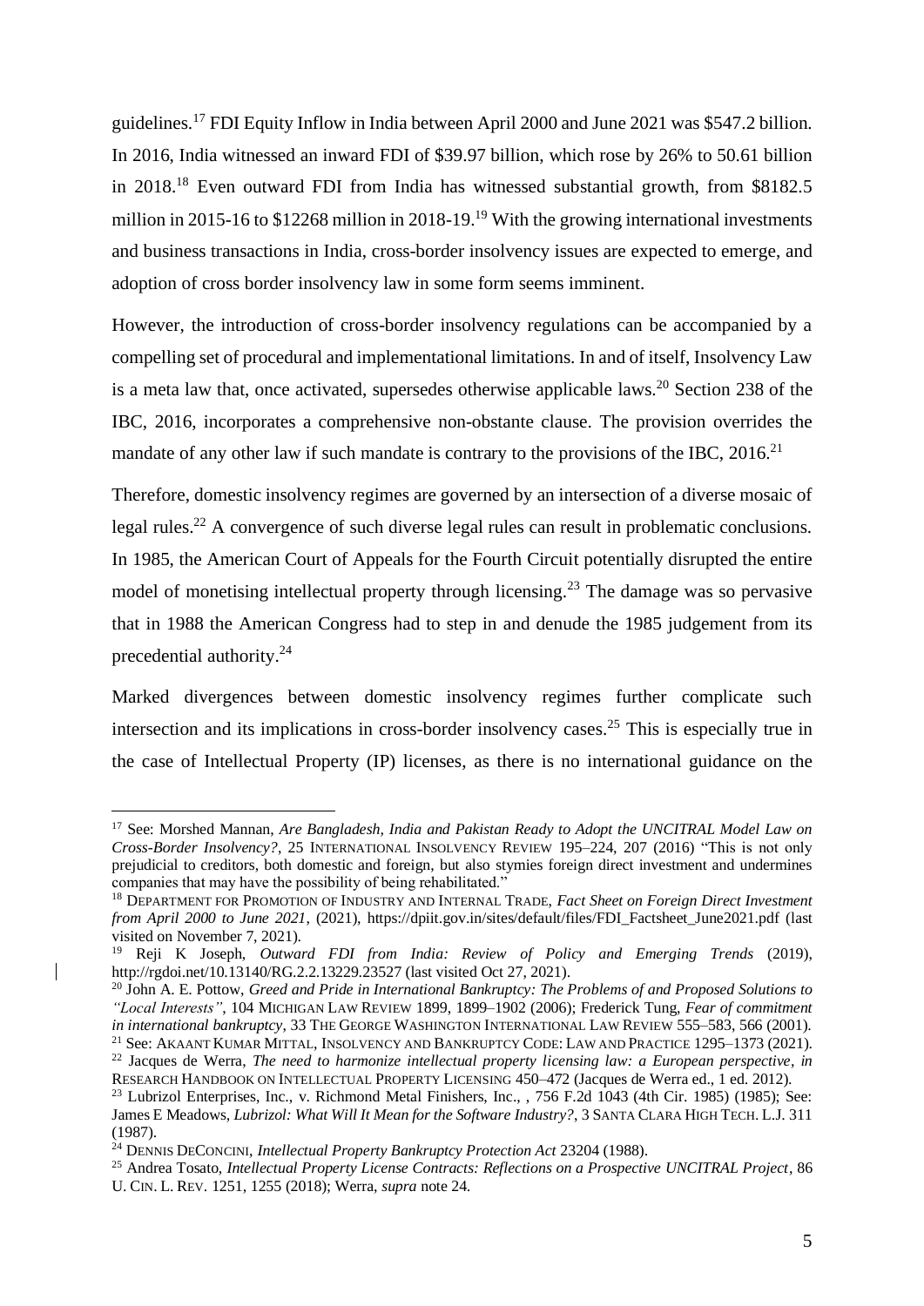guidelines.[17] FDI Equity Inflow in India between April 2000 and June 2021 was $547.2 billion. In 2016, India witnessed an inward FDI of $39.97 billion, which rose by 26% to 50.61 billion in 2018.[18] Even outward FDI from India has witnessed substantial growth, from $8182.5 million in 2015-16 to $12268 million in 2018-19.[19] With the growing international investments and business transactions in India, cross-border insolvency issues are expected to emerge, and adoption of cross border insolvency law in some form seems imminent.

However, the introduction of cross-border insolvency regulations can be accompanied by a compelling set of procedural and implementational limitations. In and of itself, Insolvency Law is a meta law that, once activated, supersedes otherwise applicable laws.[20] Section 238 of the IBC, 2016, incorporates a comprehensive non-obstante clause. The provision overrides the mandate of any other law if such mandate is contrary to the provisions of the IBC, 2016.[21]

Therefore, domestic insolvency regimes are governed by an intersection of a diverse mosaic of legal rules.[22] A convergence of such diverse legal rules can result in problematic conclusions. In 1985, the American Court of Appeals for the Fourth Circuit potentially disrupted the entire model of monetising intellectual property through licensing.[23] The damage was so pervasive that in 1988 the American Congress had to step in and denude the 1985 judgement from its precedential authority.[24]

Marked divergences between domestic insolvency regimes further complicate such intersection and its implications in cross-border insolvency cases.[25] This is especially true in the case of Intellectual Property (IP) licenses, as there is no international guidance on the

---

[17] See: Morshed Mannan, *Are Bangladesh, India and Pakistan Ready to Adopt the UNCITRAL Model Law on Cross-Border Insolvency?*, 25 INTERNATIONAL INSOLVENCY REVIEW 195–224, 207 (2016) "This is not only prejudicial to creditors, both domestic and foreign, but also stymies foreign direct investment and undermines companies that may have the possibility of being rehabilitated."

[18] DEPARTMENT FOR PROMOTION OF INDUSTRY AND INTERNAL TRADE, *Fact Sheet on Foreign Direct Investment from April 2000 to June 2021*, (2021), https://dpiit.gov.in/sites/default/files/FDI_Factsheet_June2021.pdf (last visited on November 7, 2021).

[19] Reji K Joseph, *Outward FDI from India: Review of Policy and Emerging Trends* (2019), http://rgdoi.net/10.13140/RG.2.2.13229.23527 (last visited Oct 27, 2021).

[20] John A. E. Pottow, *Greed and Pride in International Bankruptcy: The Problems of and Proposed Solutions to "Local Interests"*, 104 MICHIGAN LAW REVIEW 1899, 1899–1902 (2006); Frederick Tung, *Fear of commitment in international bankruptcy*, 33 THE GEORGE WASHINGTON INTERNATIONAL LAW REVIEW 555–583, 566 (2001).

[21] See: AKAANT KUMAR MITTAL, INSOLVENCY AND BANKRUPTCY CODE: LAW AND PRACTICE 1295–1373 (2021).

[22] Jacques de Werra, *The need to harmonize intellectual property licensing law: a European perspective*, *in* RESEARCH HANDBOOK ON INTELLECTUAL PROPERTY LICENSING 450–472 (Jacques de Werra ed., 1 ed. 2012).

[23] Lubrizol Enterprises, Inc., v. Richmond Metal Finishers, Inc., , 756 F.2d 1043 (4th Cir. 1985) (1985); See: James E Meadows, *Lubrizol: What Will It Mean for the Software Industry?*, 3 SANTA CLARA HIGH TECH. L.J. 311 (1987).

[24] DENNIS DECONCINI, *Intellectual Property Bankruptcy Protection Act* 23204 (1988).

[25] Andrea Tosato, *Intellectual Property License Contracts: Reflections on a Prospective UNCITRAL Project*, 86 U. CIN. L. REV. 1251, 1255 (2018); Werra, *supra* note 24.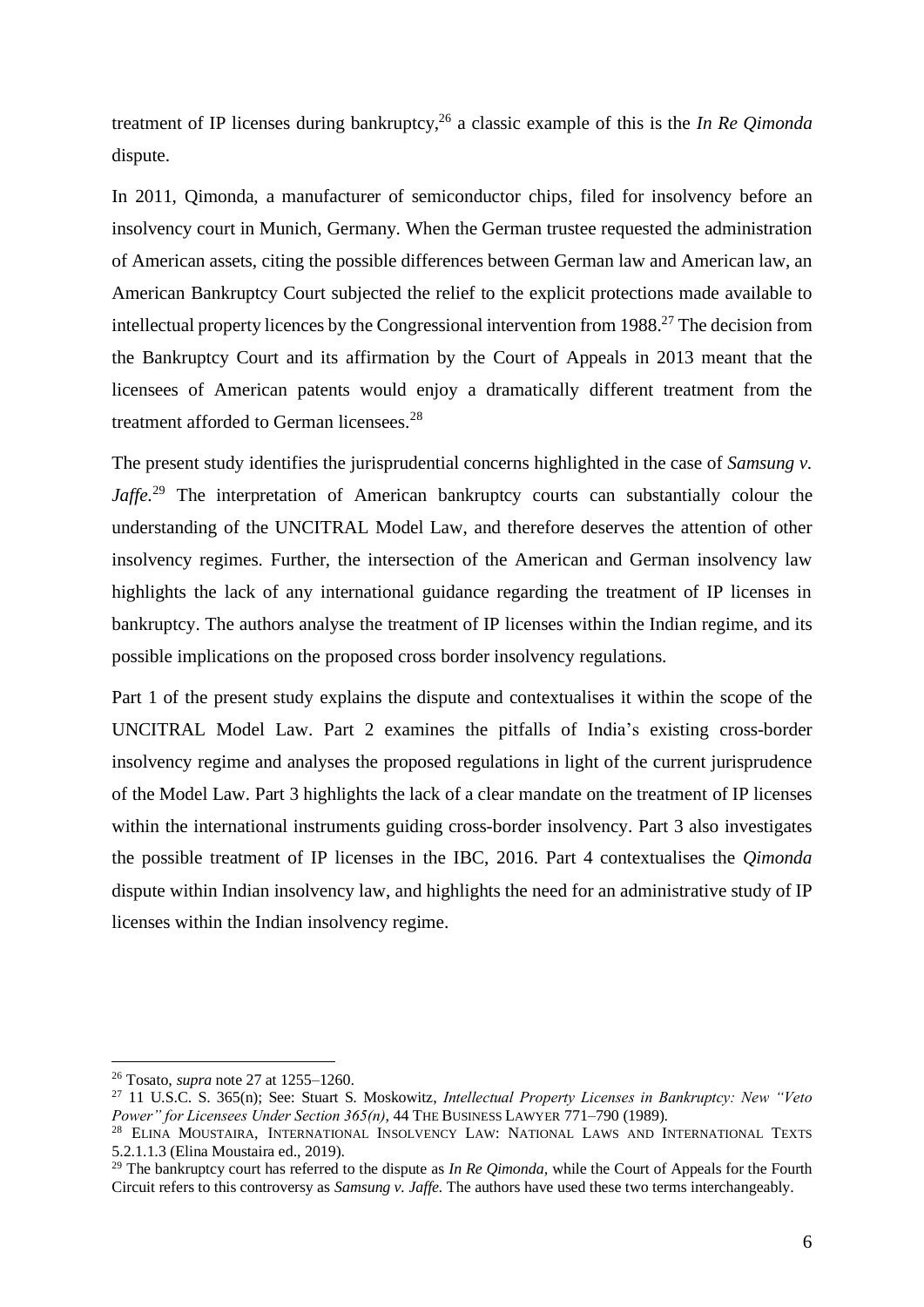treatment of IP licenses during bankruptcy,[26] a classic example of this is the *In Re Qimonda* dispute.

In 2011, Qimonda, a manufacturer of semiconductor chips, filed for insolvency before an insolvency court in Munich, Germany. When the German trustee requested the administration of American assets, citing the possible differences between German law and American law, an American Bankruptcy Court subjected the relief to the explicit protections made available to intellectual property licences by the Congressional intervention from 1988.[27] The decision from the Bankruptcy Court and its affirmation by the Court of Appeals in 2013 meant that the licensees of American patents would enjoy a dramatically different treatment from the treatment afforded to German licensees.[28]

The present study identifies the jurisprudential concerns highlighted in the case of *Samsung v. Jaffe.*[29] The interpretation of American bankruptcy courts can substantially colour the understanding of the UNCITRAL Model Law, and therefore deserves the attention of other insolvency regimes. Further, the intersection of the American and German insolvency law highlights the lack of any international guidance regarding the treatment of IP licenses in bankruptcy. The authors analyse the treatment of IP licenses within the Indian regime, and its possible implications on the proposed cross border insolvency regulations.

Part 1 of the present study explains the dispute and contextualises it within the scope of the UNCITRAL Model Law. Part 2 examines the pitfalls of India's existing cross-border insolvency regime and analyses the proposed regulations in light of the current jurisprudence of the Model Law. Part 3 highlights the lack of a clear mandate on the treatment of IP licenses within the international instruments guiding cross-border insolvency. Part 3 also investigates the possible treatment of IP licenses in the IBC, 2016. Part 4 contextualises the *Qimonda* dispute within Indian insolvency law, and highlights the need for an administrative study of IP licenses within the Indian insolvency regime.

---

[26] Tosato, *supra* note 27 at 1255–1260.

[27] 11 U.S.C. S. 365(n); See: Stuart S. Moskowitz, *Intellectual Property Licenses in Bankruptcy: New "Veto Power" for Licensees Under Section 365(n)*, 44 THE BUSINESS LAWYER 771–790 (1989).

[28] ELINA MOUSTAIRA, INTERNATIONAL INSOLVENCY LAW: NATIONAL LAWS AND INTERNATIONAL TEXTS 5.2.1.1.3 (Elina Moustaira ed., 2019).

[29] The bankruptcy court has referred to the dispute as *In Re Qimonda,* while the Court of Appeals for the Fourth Circuit refers to this controversy as *Samsung v. Jaffe.* The authors have used these two terms interchangeably.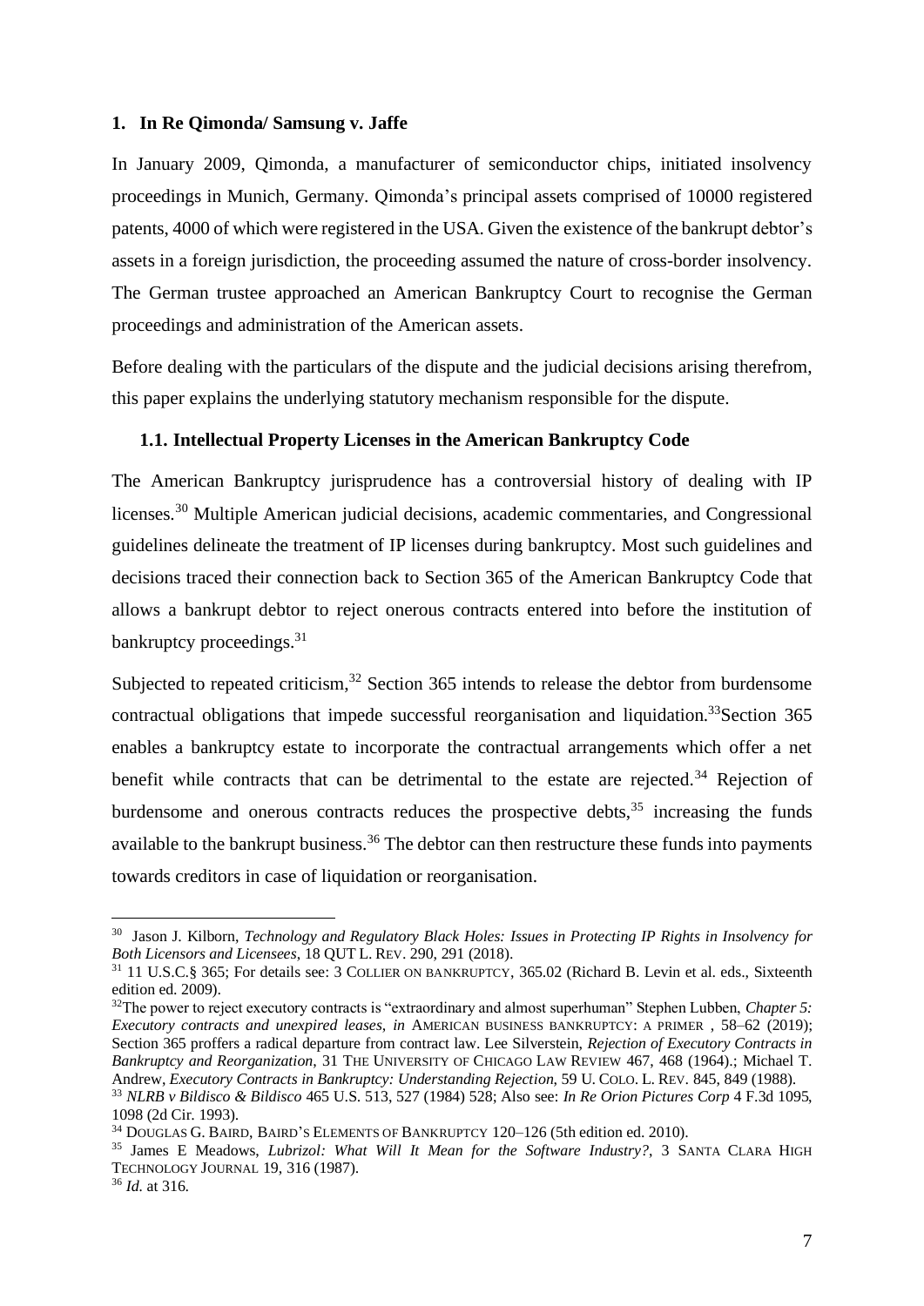## 1. In Re Qimonda/ Samsung v. Jaffe

In January 2009, Qimonda, a manufacturer of semiconductor chips, initiated insolvency proceedings in Munich, Germany. Qimonda's principal assets comprised of 10000 registered patents, 4000 of which were registered in the USA. Given the existence of the bankrupt debtor's assets in a foreign jurisdiction, the proceeding assumed the nature of cross-border insolvency. The German trustee approached an American Bankruptcy Court to recognise the German proceedings and administration of the American assets.

Before dealing with the particulars of the dispute and the judicial decisions arising therefrom, this paper explains the underlying statutory mechanism responsible for the dispute.

### 1.1. Intellectual Property Licenses in the American Bankruptcy Code

The American Bankruptcy jurisprudence has a controversial history of dealing with IP licenses.[30] Multiple American judicial decisions, academic commentaries, and Congressional guidelines delineate the treatment of IP licenses during bankruptcy. Most such guidelines and decisions traced their connection back to Section 365 of the American Bankruptcy Code that allows a bankrupt debtor to reject onerous contracts entered into before the institution of bankruptcy proceedings.[31]

Subjected to repeated criticism,[32] Section 365 intends to release the debtor from burdensome contractual obligations that impede successful reorganisation and liquidation.[33]Section 365 enables a bankruptcy estate to incorporate the contractual arrangements which offer a net benefit while contracts that can be detrimental to the estate are rejected.[34] Rejection of burdensome and onerous contracts reduces the prospective debts,[35] increasing the funds available to the bankrupt business.[36] The debtor can then restructure these funds into payments towards creditors in case of liquidation or reorganisation.

---

[30] Jason J. Kilborn, *Technology and Regulatory Black Holes: Issues in Protecting IP Rights in Insolvency for Both Licensors and Licensees*, 18 QUT L. REV. 290, 291 (2018).

[31] 11 U.S.C.§ 365; For details see: 3 COLLIER ON BANKRUPTCY, 365.02 (Richard B. Levin et al. eds., Sixteenth edition ed. 2009).

[32]The power to reject executory contracts is "extraordinary and almost superhuman" Stephen Lubben, *Chapter 5: Executory contracts and unexpired leases*, *in* AMERICAN BUSINESS BANKRUPTCY: A PRIMER , 58–62 (2019); Section 365 proffers a radical departure from contract law. Lee Silverstein, *Rejection of Executory Contracts in Bankruptcy and Reorganization*, 31 THE UNIVERSITY OF CHICAGO LAW REVIEW 467, 468 (1964).; Michael T. Andrew, *Executory Contracts in Bankruptcy: Understanding Rejection*, 59 U. COLO. L. REV. 845, 849 (1988).

[33] *NLRB v Bildisco & Bildisco* 465 U.S. 513, 527 (1984) 528; Also see: *In Re Orion Pictures Corp* 4 F.3d 1095, 1098 (2d Cir. 1993).

[34] DOUGLAS G. BAIRD, BAIRD'S ELEMENTS OF BANKRUPTCY 120–126 (5th edition ed. 2010).

[35] James E Meadows, *Lubrizol: What Will It Mean for the Software Industry?*, 3 SANTA CLARA HIGH TECHNOLOGY JOURNAL 19, 316 (1987).

[36] *Id.* at 316.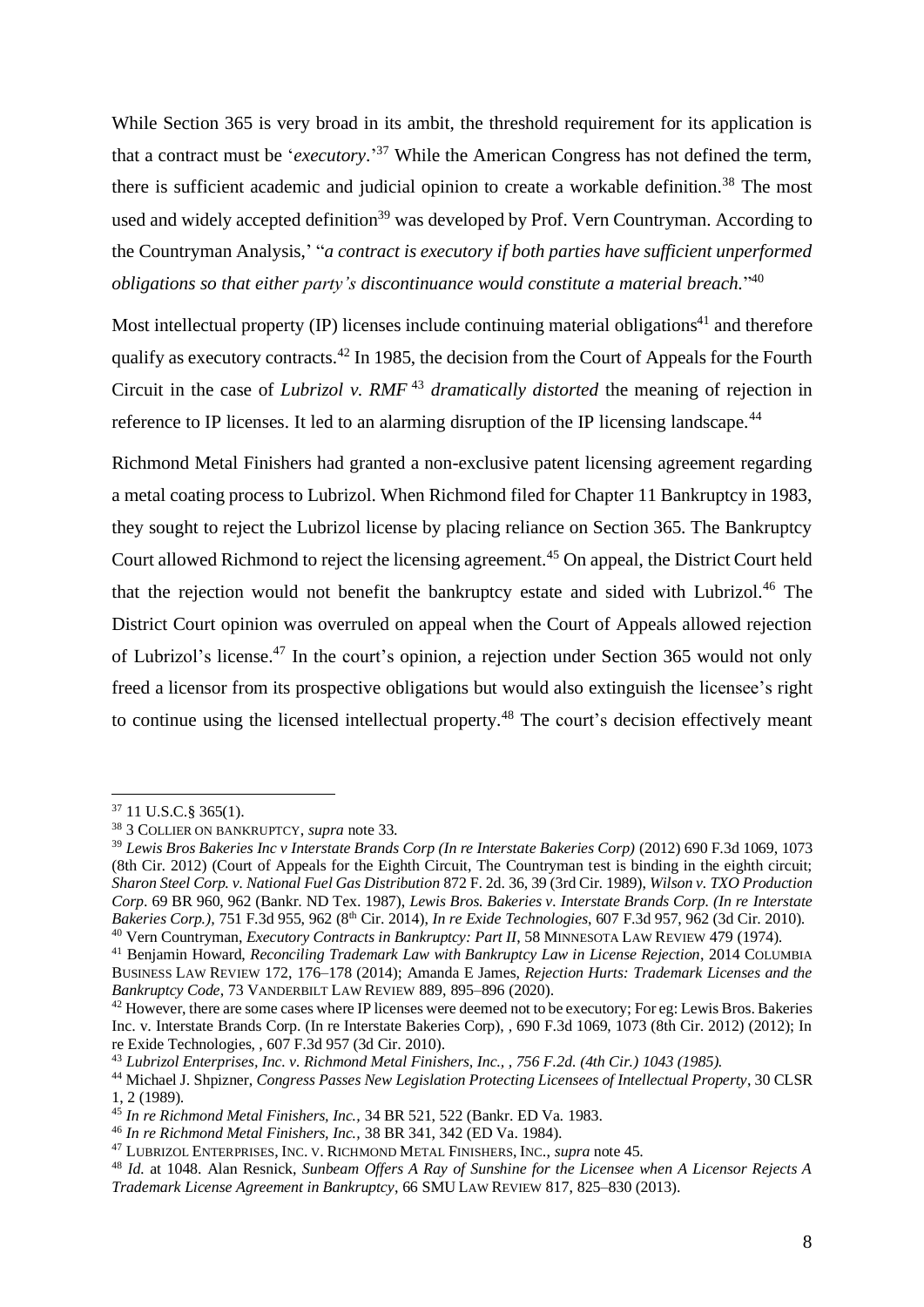While Section 365 is very broad in its ambit, the threshold requirement for its application is that a contract must be '*executory*.'[37] While the American Congress has not defined the term, there is sufficient academic and judicial opinion to create a workable definition.[38] The most used and widely accepted definition[39] was developed by Prof. Vern Countryman. According to the Countryman Analysis,' "*a contract is executory if both parties have sufficient unperformed obligations so that either party's discontinuance would constitute a material breach.*"[40]

Most intellectual property (IP) licenses include continuing material obligations[41] and therefore qualify as executory contracts.[42] In 1985, the decision from the Court of Appeals for the Fourth Circuit in the case of *Lubrizol v. RMF*[43] *dramatically distorted* the meaning of rejection in reference to IP licenses. It led to an alarming disruption of the IP licensing landscape.[44]

Richmond Metal Finishers had granted a non-exclusive patent licensing agreement regarding a metal coating process to Lubrizol. When Richmond filed for Chapter 11 Bankruptcy in 1983, they sought to reject the Lubrizol license by placing reliance on Section 365. The Bankruptcy Court allowed Richmond to reject the licensing agreement.[45] On appeal, the District Court held that the rejection would not benefit the bankruptcy estate and sided with Lubrizol.[46] The District Court opinion was overruled on appeal when the Court of Appeals allowed rejection of Lubrizol's license.[47] In the court's opinion, a rejection under Section 365 would not only freed a licensor from its prospective obligations but would also extinguish the licensee's right to continue using the licensed intellectual property.[48] The court's decision effectively meant

---

[37] 11 U.S.C.§ 365(1).

[38] 3 COLLIER ON BANKRUPTCY, *supra* note 33.

[39] *Lewis Bros Bakeries Inc v Interstate Brands Corp (In re Interstate Bakeries Corp)* (2012) 690 F.3d 1069, 1073 (8th Cir. 2012) (Court of Appeals for the Eighth Circuit, The Countryman test is binding in the eighth circuit; *Sharon Steel Corp. v. National Fuel Gas Distribution* 872 F. 2d. 36, 39 (3rd Cir. 1989), *Wilson v. TXO Production Corp*. 69 BR 960, 962 (Bankr. ND Tex. 1987), *Lewis Bros. Bakeries v. Interstate Brands Corp. (In re Interstate Bakeries Corp.),* 751 F.3d 955, 962 (8th Cir. 2014), *In re Exide Technologies*, 607 F.3d 957, 962 (3d Cir. 2010).

[40] Vern Countryman, *Executory Contracts in Bankruptcy: Part II*, 58 MINNESOTA LAW REVIEW 479 (1974).

[41] Benjamin Howard, *Reconciling Trademark Law with Bankruptcy Law in License Rejection*, 2014 COLUMBIA BUSINESS LAW REVIEW 172, 176–178 (2014); Amanda E James, *Rejection Hurts: Trademark Licenses and the Bankruptcy Code*, 73 VANDERBILT LAW REVIEW 889, 895–896 (2020).

[42] However, there are some cases where IP licenses were deemed not to be executory; For eg: Lewis Bros. Bakeries Inc. v. Interstate Brands Corp. (In re Interstate Bakeries Corp), , 690 F.3d 1069, 1073 (8th Cir. 2012) (2012); In re Exide Technologies, , 607 F.3d 957 (3d Cir. 2010).

[43] *Lubrizol Enterprises, Inc. v. Richmond Metal Finishers, Inc., , 756 F.2d. (4th Cir.) 1043 (1985).*

[44] Michael J. Shpizner, *Congress Passes New Legislation Protecting Licensees of Intellectual Property*, 30 CLSR 1, 2 (1989).

[45] *In re Richmond Metal Finishers, Inc.*, 34 BR 521, 522 (Bankr. ED Va. 1983.

[46] *In re Richmond Metal Finishers, Inc.*, 38 BR 341, 342 (ED Va. 1984).

[47] LUBRIZOL ENTERPRISES, INC. V. RICHMOND METAL FINISHERS, INC., *supra* note 45.

[48] *Id.* at 1048. Alan Resnick, *Sunbeam Offers A Ray of Sunshine for the Licensee when A Licensor Rejects A Trademark License Agreement in Bankruptcy*, 66 SMU LAW REVIEW 817, 825–830 (2013).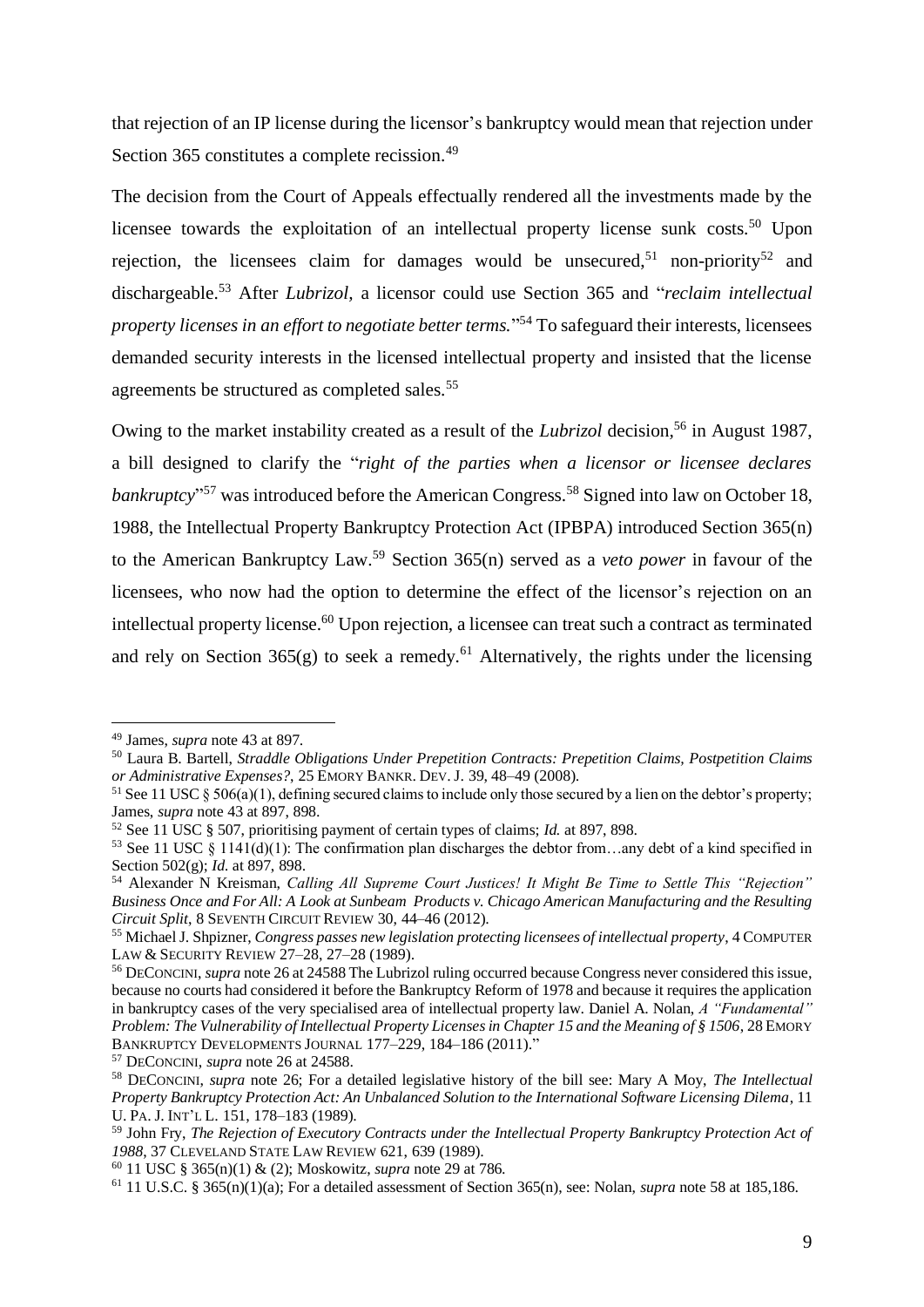that rejection of an IP license during the licensor's bankruptcy would mean that rejection under Section 365 constitutes a complete recission.[49]

The decision from the Court of Appeals effectually rendered all the investments made by the licensee towards the exploitation of an intellectual property license sunk costs.[50] Upon rejection, the licensees claim for damages would be unsecured,[51] non-priority[52] and dischargeable.[53] After *Lubrizol*, a licensor could use Section 365 and "*reclaim intellectual property licenses in an effort to negotiate better terms.*"[54] To safeguard their interests, licensees demanded security interests in the licensed intellectual property and insisted that the license agreements be structured as completed sales.[55]

Owing to the market instability created as a result of the *Lubrizol* decision,[56] in August 1987, a bill designed to clarify the "*right of the parties when a licensor or licensee declares bankruptcy*"[57] was introduced before the American Congress.[58] Signed into law on October 18, 1988, the Intellectual Property Bankruptcy Protection Act (IPBPA) introduced Section 365(n) to the American Bankruptcy Law.[59] Section 365(n) served as a *veto power* in favour of the licensees, who now had the option to determine the effect of the licensor's rejection on an intellectual property license.[60] Upon rejection, a licensee can treat such a contract as terminated and rely on Section 365(g) to seek a remedy.[61] Alternatively, the rights under the licensing

---

[49] James, *supra* note 43 at 897.

[50] Laura B. Bartell, *Straddle Obligations Under Prepetition Contracts: Prepetition Claims, Postpetition Claims or Administrative Expenses?*, 25 EMORY BANKR. DEV. J. 39, 48–49 (2008).

[51] See 11 USC § 506(a)(1), defining secured claims to include only those secured by a lien on the debtor's property; James, *supra* note 43 at 897, 898.

[52] See 11 USC § 507, prioritising payment of certain types of claims; *Id.* at 897, 898.

[53] See 11 USC § 1141(d)(1): The confirmation plan discharges the debtor from…any debt of a kind specified in Section 502(g); *Id.* at 897, 898.

[54] Alexander N Kreisman, *Calling All Supreme Court Justices! It Might Be Time to Settle This "Rejection" Business Once and For All: A Look at Sunbeam Products v. Chicago American Manufacturing and the Resulting Circuit Split*, 8 SEVENTH CIRCUIT REVIEW 30, 44–46 (2012).

[55] Michael J. Shpizner, *Congress passes new legislation protecting licensees of intellectual property*, 4 COMPUTER LAW & SECURITY REVIEW 27–28, 27–28 (1989).

[56] DECONCINI, *supra* note 26 at 24588 The Lubrizol ruling occurred because Congress never considered this issue, because no courts had considered it before the Bankruptcy Reform of 1978 and because it requires the application in bankruptcy cases of the very specialised area of intellectual property law. Daniel A. Nolan, *A "Fundamental" Problem: The Vulnerability of Intellectual Property Licenses in Chapter 15 and the Meaning of § 1506*, 28 EMORY BANKRUPTCY DEVELOPMENTS JOURNAL 177–229, 184–186 (2011)."

[57] DECONCINI, *supra* note 26 at 24588.

[58] DECONCINI, *supra* note 26; For a detailed legislative history of the bill see: Mary A Moy, *The Intellectual Property Bankruptcy Protection Act: An Unbalanced Solution to the International Software Licensing Dilema*, 11 U. PA. J. INT'L L. 151, 178–183 (1989).

[59] John Fry, *The Rejection of Executory Contracts under the Intellectual Property Bankruptcy Protection Act of 1988*, 37 CLEVELAND STATE LAW REVIEW 621, 639 (1989).

[60] 11 USC § 365(n)(1) & (2); Moskowitz, *supra* note 29 at 786.

[61] 11 U.S.C. § 365(n)(1)(a); For a detailed assessment of Section 365(n), see: Nolan, *supra* note 58 at 185,186.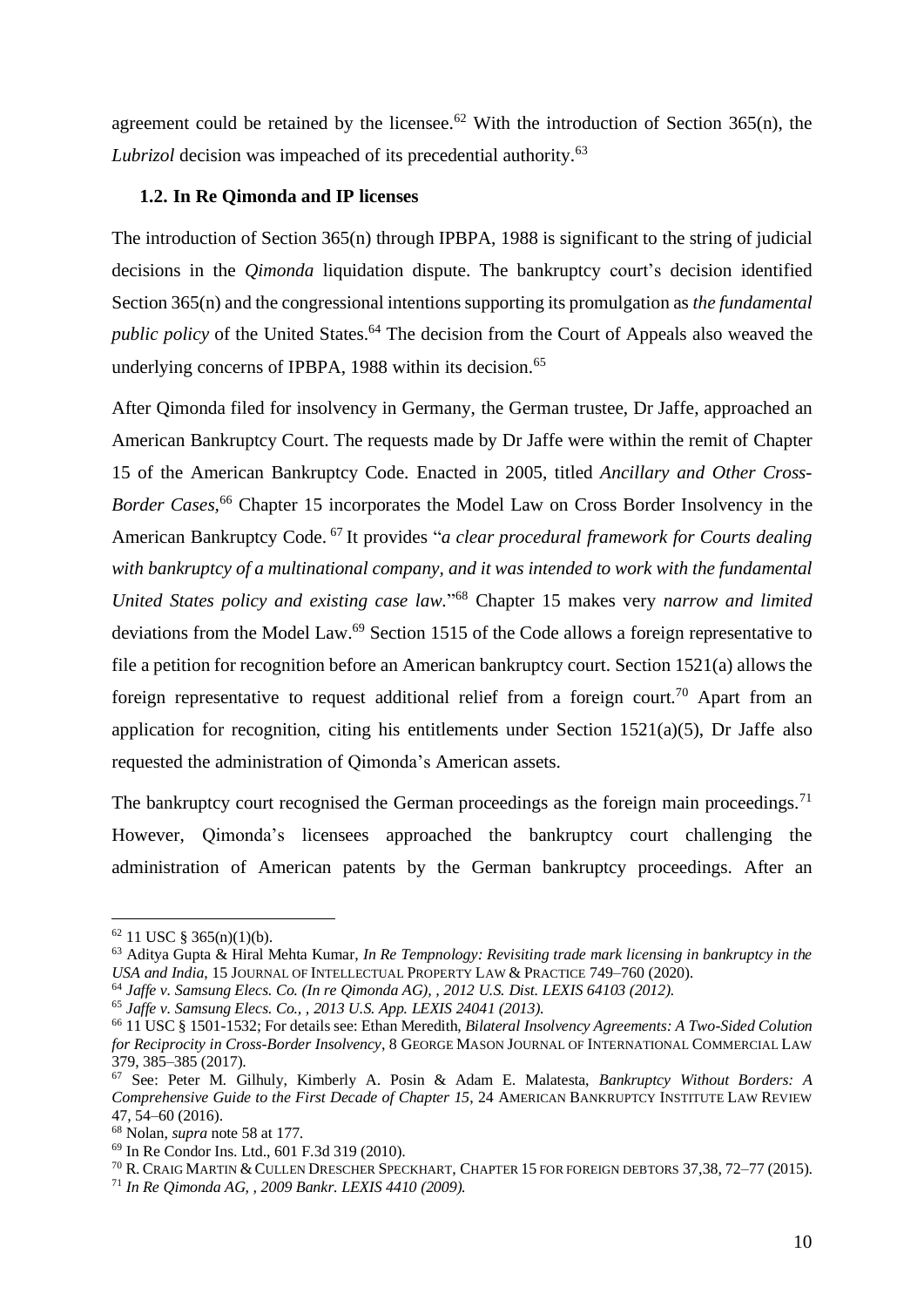agreement could be retained by the licensee.[62] With the introduction of Section 365(n), the *Lubrizol* decision was impeached of its precedential authority.[63]

### 1.2. In Re Qimonda and IP licenses

The introduction of Section 365(n) through IPBPA, 1988 is significant to the string of judicial decisions in the *Qimonda* liquidation dispute. The bankruptcy court's decision identified Section 365(n) and the congressional intentions supporting its promulgation as *the fundamental public policy* of the United States.[64] The decision from the Court of Appeals also weaved the underlying concerns of IPBPA, 1988 within its decision.[65]

After Qimonda filed for insolvency in Germany, the German trustee, Dr Jaffe, approached an American Bankruptcy Court. The requests made by Dr Jaffe were within the remit of Chapter 15 of the American Bankruptcy Code. Enacted in 2005, titled *Ancillary and Other Cross-Border Cases,*[66] Chapter 15 incorporates the Model Law on Cross Border Insolvency in the American Bankruptcy Code. [67] It provides "*a clear procedural framework for Courts dealing with bankruptcy of a multinational company, and it was intended to work with the fundamental United States policy and existing case law.*"[68] Chapter 15 makes very *narrow and limited* deviations from the Model Law.[69] Section 1515 of the Code allows a foreign representative to file a petition for recognition before an American bankruptcy court. Section 1521(a) allows the foreign representative to request additional relief from a foreign court.[70] Apart from an application for recognition, citing his entitlements under Section 1521(a)(5), Dr Jaffe also requested the administration of Qimonda's American assets.

The bankruptcy court recognised the German proceedings as the foreign main proceedings.[71] However, Qimonda's licensees approached the bankruptcy court challenging the administration of American patents by the German bankruptcy proceedings. After an

---

[62] 11 USC § 365(n)(1)(b).

[63] Aditya Gupta & Hiral Mehta Kumar, *In Re Tempnology: Revisiting trade mark licensing in bankruptcy in the USA and India*, 15 Journal of Intellectual Property Law & Practice 749–760 (2020).

[64] *Jaffe v. Samsung Elecs. Co. (In re Qimonda AG), , 2012 U.S. Dist. LEXIS 64103 (2012).*

[65] *Jaffe v. Samsung Elecs. Co., , 2013 U.S. App. LEXIS 24041 (2013).*

[66] 11 USC § 1501-1532; For details see: Ethan Meredith, *Bilateral Insolvency Agreements: A Two-Sided Colution for Reciprocity in Cross-Border Insolvency*, 8 George Mason Journal of International Commercial Law 379, 385–385 (2017).

[67] See: Peter M. Gilhuly, Kimberly A. Posin & Adam E. Malatesta, *Bankruptcy Without Borders: A Comprehensive Guide to the First Decade of Chapter 15*, 24 American Bankruptcy Institute Law Review 47, 54–60 (2016).

[68] Nolan, *supra* note 58 at 177.

[69] In Re Condor Ins. Ltd., 601 F.3d 319 (2010).

[70] R. Craig Martin & Cullen Drescher Speckhart, Chapter 15 for foreign debtors 37,38, 72–77 (2015).

[71] *In Re Qimonda AG, , 2009 Bankr. LEXIS 4410 (2009).*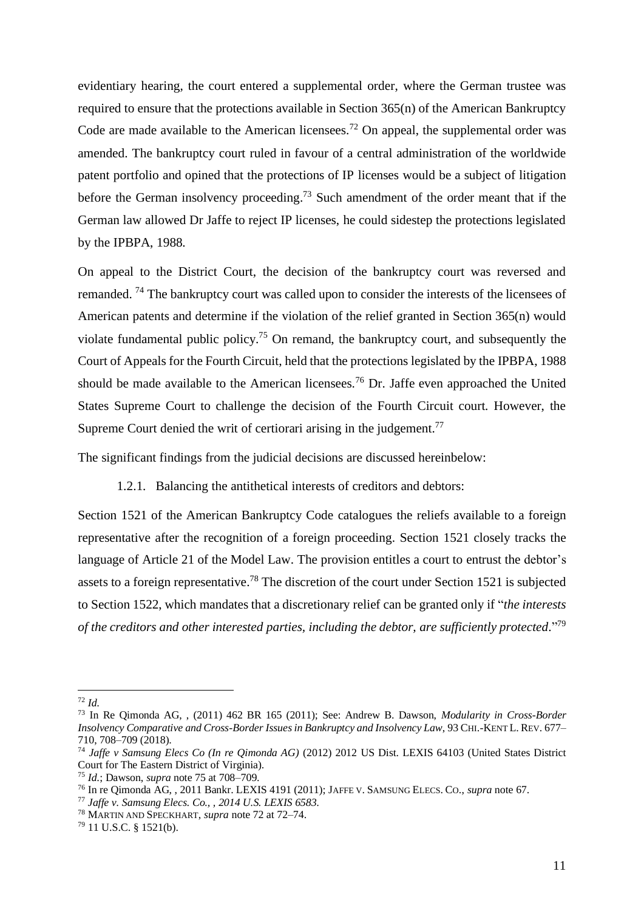evidentiary hearing, the court entered a supplemental order, where the German trustee was required to ensure that the protections available in Section 365(n) of the American Bankruptcy Code are made available to the American licensees.[72] On appeal, the supplemental order was amended. The bankruptcy court ruled in favour of a central administration of the worldwide patent portfolio and opined that the protections of IP licenses would be a subject of litigation before the German insolvency proceeding.[73] Such amendment of the order meant that if the German law allowed Dr Jaffe to reject IP licenses, he could sidestep the protections legislated by the IPBPA, 1988.

On appeal to the District Court, the decision of the bankruptcy court was reversed and remanded. [74] The bankruptcy court was called upon to consider the interests of the licensees of American patents and determine if the violation of the relief granted in Section 365(n) would violate fundamental public policy.[75] On remand, the bankruptcy court, and subsequently the Court of Appeals for the Fourth Circuit, held that the protections legislated by the IPBPA, 1988 should be made available to the American licensees.[76] Dr. Jaffe even approached the United States Supreme Court to challenge the decision of the Fourth Circuit court. However, the Supreme Court denied the writ of certiorari arising in the judgement.[77]

The significant findings from the judicial decisions are discussed hereinbelow:

1.2.1. Balancing the antithetical interests of creditors and debtors:

Section 1521 of the American Bankruptcy Code catalogues the reliefs available to a foreign representative after the recognition of a foreign proceeding. Section 1521 closely tracks the language of Article 21 of the Model Law. The provision entitles a court to entrust the debtor's assets to a foreign representative.[78] The discretion of the court under Section 1521 is subjected to Section 1522, which mandates that a discretionary relief can be granted only if "*the interests of the creditors and other interested parties, including the debtor, are sufficiently protected*."[79]

---

[72] *Id.*

[73] In Re Qimonda AG, , (2011) 462 BR 165 (2011); See: Andrew B. Dawson, *Modularity in Cross-Border Insolvency Comparative and Cross-Border Issues in Bankruptcy and Insolvency Law*, 93 CHI.-KENT L. REV. 677–710, 708–709 (2018).

[74] *Jaffe v Samsung Elecs Co (In re Qimonda AG)* (2012) 2012 US Dist. LEXIS 64103 (United States District Court for The Eastern District of Virginia).

[75] *Id.*; Dawson, *supra* note 75 at 708–709.

[76] In re Qimonda AG, , 2011 Bankr. LEXIS 4191 (2011); JAFFE V. SAMSUNG ELECS. CO., *supra* note 67.

[77] *Jaffe v. Samsung Elecs. Co., , 2014 U.S. LEXIS 6583.*

[78] MARTIN AND SPECKHART, *supra* note 72 at 72–74.

[79] 11 U.S.C. § 1521(b).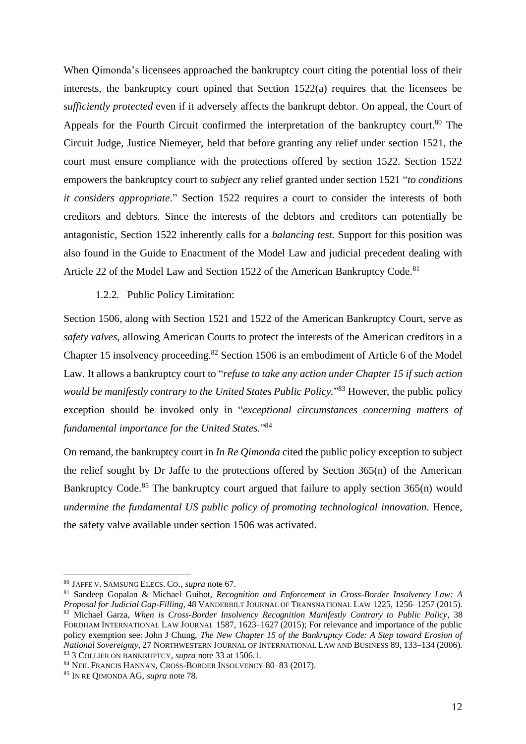When Qimonda's licensees approached the bankruptcy court citing the potential loss of their interests, the bankruptcy court opined that Section 1522(a) requires that the licensees be *sufficiently protected* even if it adversely affects the bankrupt debtor. On appeal, the Court of Appeals for the Fourth Circuit confirmed the interpretation of the bankruptcy court.[80] The Circuit Judge, Justice Niemeyer, held that before granting any relief under section 1521, the court must ensure compliance with the protections offered by section 1522. Section 1522 empowers the bankruptcy court to *subject* any relief granted under section 1521 "*to conditions it considers appropriate*." Section 1522 requires a court to consider the interests of both creditors and debtors. Since the interests of the debtors and creditors can potentially be antagonistic, Section 1522 inherently calls for a *balancing test.* Support for this position was also found in the Guide to Enactment of the Model Law and judicial precedent dealing with Article 22 of the Model Law and Section 1522 of the American Bankruptcy Code.[81]

### 1.2.2. Public Policy Limitation:

Section 1506, along with Section 1521 and 1522 of the American Bankruptcy Court, serve as *safety valves,* allowing American Courts to protect the interests of the American creditors in a Chapter 15 insolvency proceeding.[82] Section 1506 is an embodiment of Article 6 of the Model Law. It allows a bankruptcy court to "*refuse to take any action under Chapter 15 if such action would be manifestly contrary to the United States Public Policy.*"[83] However, the public policy exception should be invoked only in "*exceptional circumstances concerning matters of fundamental importance for the United States.*"[84]

On remand, the bankruptcy court in *In Re Qimonda* cited the public policy exception to subject the relief sought by Dr Jaffe to the protections offered by Section 365(n) of the American Bankruptcy Code.[85] The bankruptcy court argued that failure to apply section 365(n) would *undermine the fundamental US public policy of promoting technological innovation*. Hence, the safety valve available under section 1506 was activated.

---

[80] JAFFE V. SAMSUNG ELECS. CO., *supra* note 67.

[81] Sandeep Gopalan & Michael Guihot, *Recognition and Enforcement in Cross-Border Insolvency Law: A Proposal for Judicial Gap-Filling*, 48 VANDERBILT JOURNAL OF TRANSNATIONAL LAW 1225, 1256–1257 (2015).

[82] Michael Garza, *When is Cross-Border Insolvency Recognition Manifestly Contrary to Public Policy*, 38 FORDHAM INTERNATIONAL LAW JOURNAL 1587, 1623–1627 (2015); For relevance and importance of the public policy exemption see: John J Chung, *The New Chapter 15 of the Bankruptcy Code: A Step toward Erosion of National Sovereignty*, 27 NORTHWESTERN JOURNAL OF INTERNATIONAL LAW AND BUSINESS 89, 133–134 (2006).

[83] 3 COLLIER ON BANKRUPTCY, *supra* note 33 at 1506.1.

[84] NEIL FRANCIS HANNAN, CROSS-BORDER INSOLVENCY 80–83 (2017).

[85] IN RE QIMONDA AG, *supra* note 78.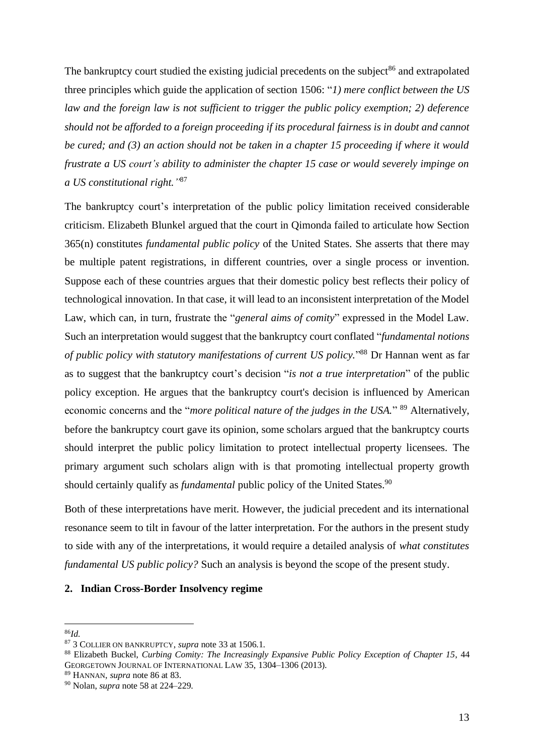The bankruptcy court studied the existing judicial precedents on the subject[86] and extrapolated three principles which guide the application of section 1506: "*1) mere conflict between the US law and the foreign law is not sufficient to trigger the public policy exemption; 2) deference should not be afforded to a foreign proceeding if its procedural fairness is in doubt and cannot be cured; and (3) an action should not be taken in a chapter 15 proceeding if where it would frustrate a US court's ability to administer the chapter 15 case or would severely impinge on a US constitutional right.*"[87]

The bankruptcy court's interpretation of the public policy limitation received considerable criticism. Elizabeth Blunkel argued that the court in Qimonda failed to articulate how Section 365(n) constitutes *fundamental public policy* of the United States. She asserts that there may be multiple patent registrations, in different countries, over a single process or invention. Suppose each of these countries argues that their domestic policy best reflects their policy of technological innovation. In that case, it will lead to an inconsistent interpretation of the Model Law, which can, in turn, frustrate the "*general aims of comity*" expressed in the Model Law. Such an interpretation would suggest that the bankruptcy court conflated "*fundamental notions of public policy with statutory manifestations of current US policy.*"[88] Dr Hannan went as far as to suggest that the bankruptcy court's decision "*is not a true interpretation*" of the public policy exception. He argues that the bankruptcy court's decision is influenced by American economic concerns and the "*more political nature of the judges in the USA.*" [89] Alternatively, before the bankruptcy court gave its opinion, some scholars argued that the bankruptcy courts should interpret the public policy limitation to protect intellectual property licensees. The primary argument such scholars align with is that promoting intellectual property growth should certainly qualify as *fundamental* public policy of the United States.[90]

Both of these interpretations have merit. However, the judicial precedent and its international resonance seem to tilt in favour of the latter interpretation. For the authors in the present study to side with any of the interpretations, it would require a detailed analysis of *what constitutes fundamental US public policy?* Such an analysis is beyond the scope of the present study.

## 2. Indian Cross-Border Insolvency regime

---

[86] *Id.*

[87] 3 COLLIER ON BANKRUPTCY, *supra* note 33 at 1506.1.

[88] Elizabeth Buckel, *Curbing Comity: The Increasingly Expansive Public Policy Exception of Chapter 15*, 44 GEORGETOWN JOURNAL OF INTERNATIONAL LAW 35, 1304–1306 (2013).

[89] HANNAN, *supra* note 86 at 83.

[90] Nolan, *supra* note 58 at 224–229.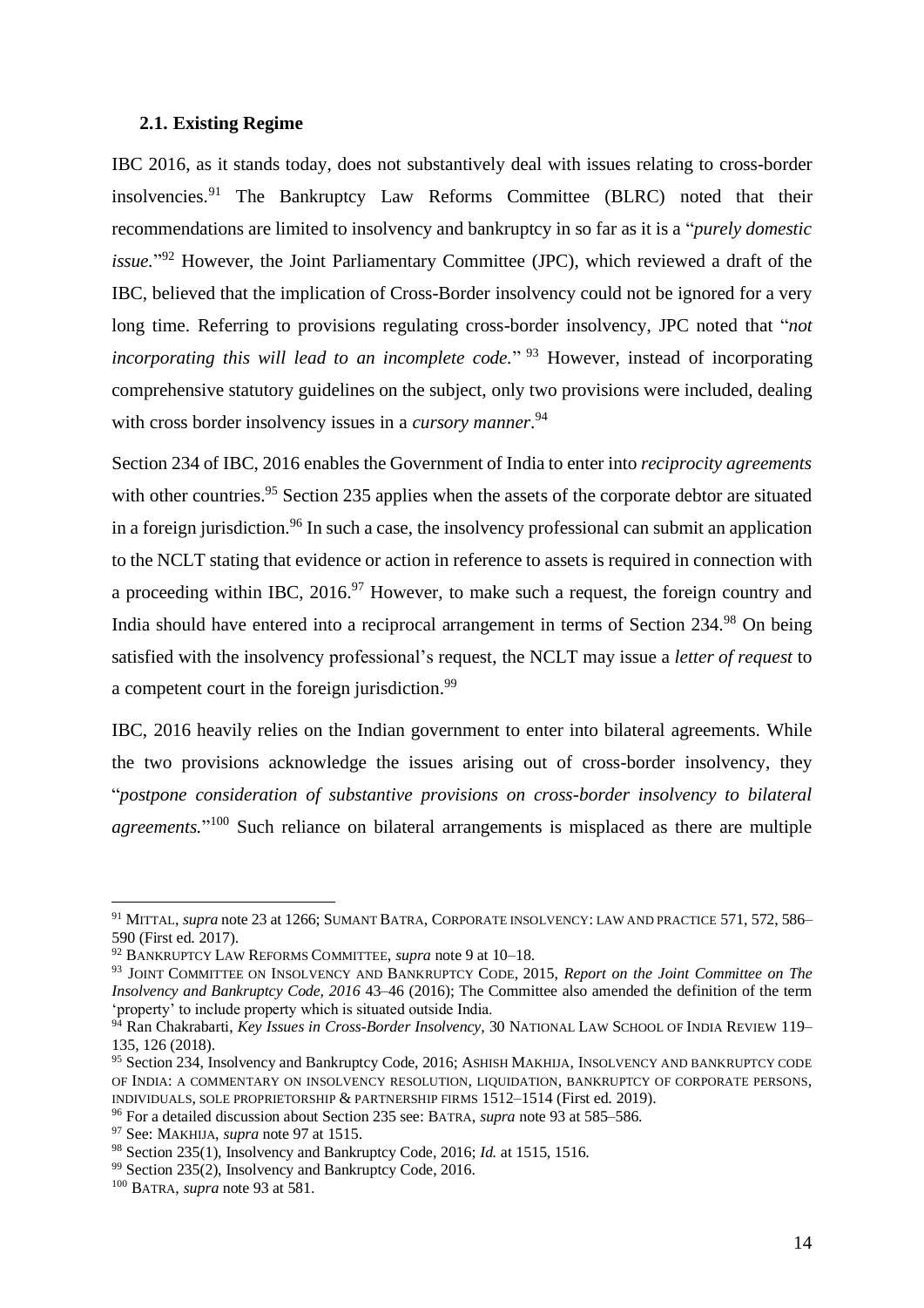### 2.1. Existing Regime

IBC 2016, as it stands today, does not substantively deal with issues relating to cross-border insolvencies.[91] The Bankruptcy Law Reforms Committee (BLRC) noted that their recommendations are limited to insolvency and bankruptcy in so far as it is a "*purely domestic issue.*"[92] However, the Joint Parliamentary Committee (JPC), which reviewed a draft of the IBC, believed that the implication of Cross-Border insolvency could not be ignored for a very long time. Referring to provisions regulating cross-border insolvency, JPC noted that "*not incorporating this will lead to an incomplete code.*" [93] However, instead of incorporating comprehensive statutory guidelines on the subject, only two provisions were included, dealing with cross border insolvency issues in a *cursory manner*.[94]

Section 234 of IBC, 2016 enables the Government of India to enter into *reciprocity agreements* with other countries.[95] Section 235 applies when the assets of the corporate debtor are situated in a foreign jurisdiction.[96] In such a case, the insolvency professional can submit an application to the NCLT stating that evidence or action in reference to assets is required in connection with a proceeding within IBC, 2016.[97] However, to make such a request, the foreign country and India should have entered into a reciprocal arrangement in terms of Section 234.[98] On being satisfied with the insolvency professional's request, the NCLT may issue a *letter of request* to a competent court in the foreign jurisdiction.[99]

IBC, 2016 heavily relies on the Indian government to enter into bilateral agreements. While the two provisions acknowledge the issues arising out of cross-border insolvency, they "*postpone consideration of substantive provisions on cross-border insolvency to bilateral agreements.*"[100] Such reliance on bilateral arrangements is misplaced as there are multiple

---

[91] MITTAL, *supra* note 23 at 1266; SUMANT BATRA, CORPORATE INSOLVENCY: LAW AND PRACTICE 571, 572, 586–590 (First ed. 2017).

[92] BANKRUPTCY LAW REFORMS COMMITTEE, *supra* note 9 at 10–18.

[93] JOINT COMMITTEE ON INSOLVENCY AND BANKRUPTCY CODE, 2015, *Report on the Joint Committee on The Insolvency and Bankruptcy Code, 2016* 43–46 (2016); The Committee also amended the definition of the term 'property' to include property which is situated outside India.

[94] Ran Chakrabarti, *Key Issues in Cross-Border Insolvency*, 30 NATIONAL LAW SCHOOL OF INDIA REVIEW 119–135, 126 (2018).

[95] Section 234, Insolvency and Bankruptcy Code, 2016; ASHISH MAKHIJA, INSOLVENCY AND BANKRUPTCY CODE OF INDIA: A COMMENTARY ON INSOLVENCY RESOLUTION, LIQUIDATION, BANKRUPTCY OF CORPORATE PERSONS, INDIVIDUALS, SOLE PROPRIETORSHIP & PARTNERSHIP FIRMS 1512–1514 (First ed. 2019).

[96] For a detailed discussion about Section 235 see: BATRA, *supra* note 93 at 585–586.

[97] See: MAKHIJA, *supra* note 97 at 1515.

[98] Section 235(1), Insolvency and Bankruptcy Code, 2016; *Id.* at 1515, 1516.

[99] Section 235(2), Insolvency and Bankruptcy Code, 2016.

[100] BATRA, *supra* note 93 at 581.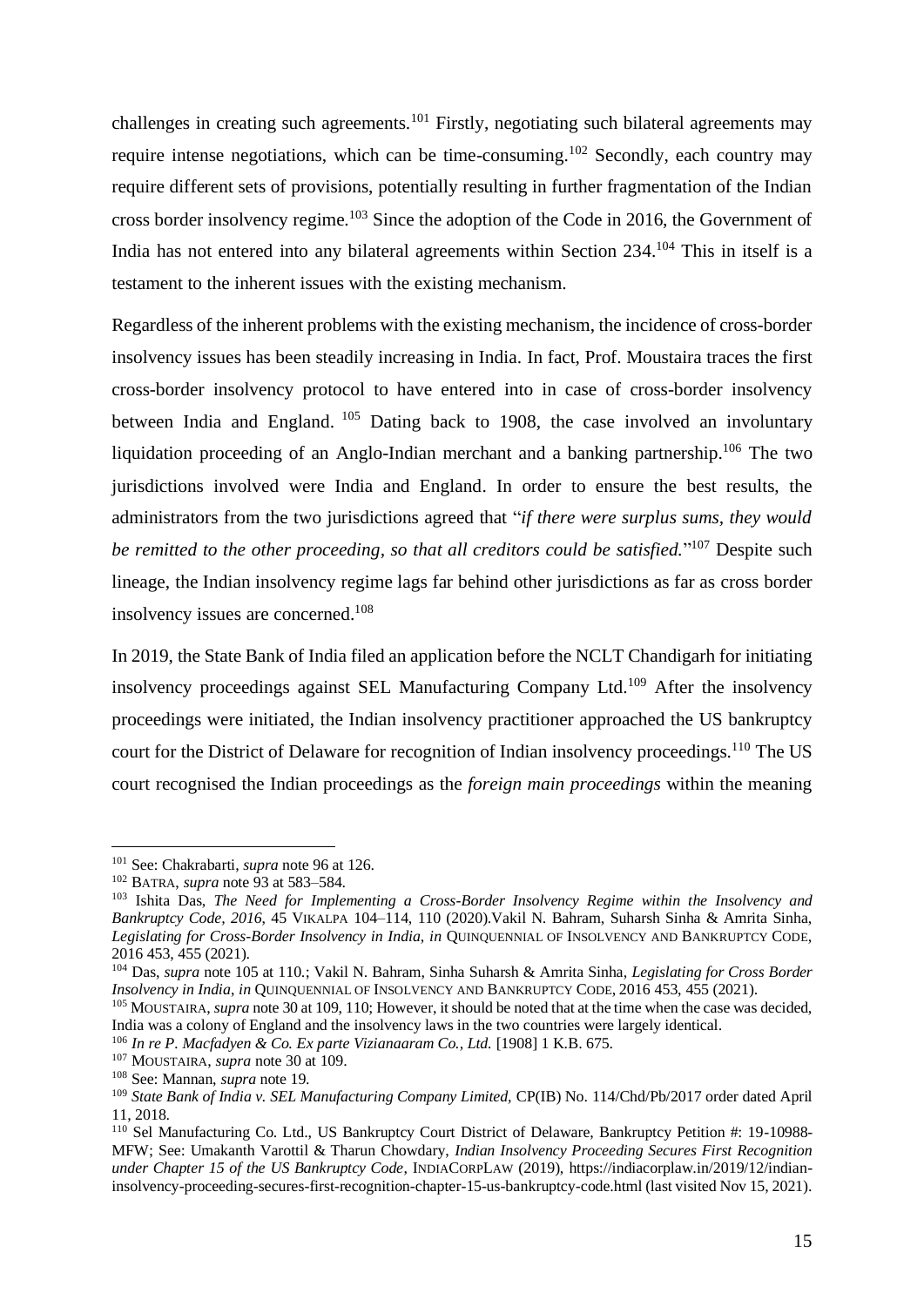challenges in creating such agreements.[101] Firstly, negotiating such bilateral agreements may require intense negotiations, which can be time-consuming.[102] Secondly, each country may require different sets of provisions, potentially resulting in further fragmentation of the Indian cross border insolvency regime.[103] Since the adoption of the Code in 2016, the Government of India has not entered into any bilateral agreements within Section 234.[104] This in itself is a testament to the inherent issues with the existing mechanism.

Regardless of the inherent problems with the existing mechanism, the incidence of cross-border insolvency issues has been steadily increasing in India. In fact, Prof. Moustaira traces the first cross-border insolvency protocol to have entered into in case of cross-border insolvency between India and England. [105] Dating back to 1908, the case involved an involuntary liquidation proceeding of an Anglo-Indian merchant and a banking partnership.[106] The two jurisdictions involved were India and England. In order to ensure the best results, the administrators from the two jurisdictions agreed that "*if there were surplus sums, they would be remitted to the other proceeding, so that all creditors could be satisfied.*"[107] Despite such lineage, the Indian insolvency regime lags far behind other jurisdictions as far as cross border insolvency issues are concerned.[108]

In 2019, the State Bank of India filed an application before the NCLT Chandigarh for initiating insolvency proceedings against SEL Manufacturing Company Ltd.[109] After the insolvency proceedings were initiated, the Indian insolvency practitioner approached the US bankruptcy court for the District of Delaware for recognition of Indian insolvency proceedings.[110] The US court recognised the Indian proceedings as the *foreign main proceedings* within the meaning

---

[101] See: Chakrabarti, *supra* note 96 at 126.

[102] BATRA, *supra* note 93 at 583–584.

[103] Ishita Das, *The Need for Implementing a Cross-Border Insolvency Regime within the Insolvency and Bankruptcy Code, 2016*, 45 VIKALPA 104–114, 110 (2020).Vakil N. Bahram, Suharsh Sinha & Amrita Sinha, *Legislating for Cross-Border Insolvency in India*, *in* QUINQUENNIAL OF INSOLVENCY AND BANKRUPTCY CODE, 2016 453, 455 (2021).

[104] Das, *supra* note 105 at 110.; Vakil N. Bahram, Sinha Suharsh & Amrita Sinha, *Legislating for Cross Border Insolvency in India*, *in* QUINQUENNIAL OF INSOLVENCY AND BANKRUPTCY CODE, 2016 453, 455 (2021).

[105] MOUSTAIRA, *supra* note 30 at 109, 110; However, it should be noted that at the time when the case was decided, India was a colony of England and the insolvency laws in the two countries were largely identical.

[106] *In re P. Macfadyen & Co. Ex parte Vizianaaram Co., Ltd.* [1908] 1 K.B. 675.

[107] MOUSTAIRA, *supra* note 30 at 109.

[108] See: Mannan, *supra* note 19.

[109] *State Bank of India v. SEL Manufacturing Company Limited,* CP(IB) No. 114/Chd/Pb/2017 order dated April 11, 2018.

[110] Sel Manufacturing Co. Ltd., US Bankruptcy Court District of Delaware, Bankruptcy Petition #: 19-10988-MFW; See: Umakanth Varottil & Tharun Chowdary, *Indian Insolvency Proceeding Secures First Recognition under Chapter 15 of the US Bankruptcy Code*, INDIACORPLAW (2019), https://indiacorplaw.in/2019/12/indian-insolvency-proceeding-secures-first-recognition-chapter-15-us-bankruptcy-code.html (last visited Nov 15, 2021).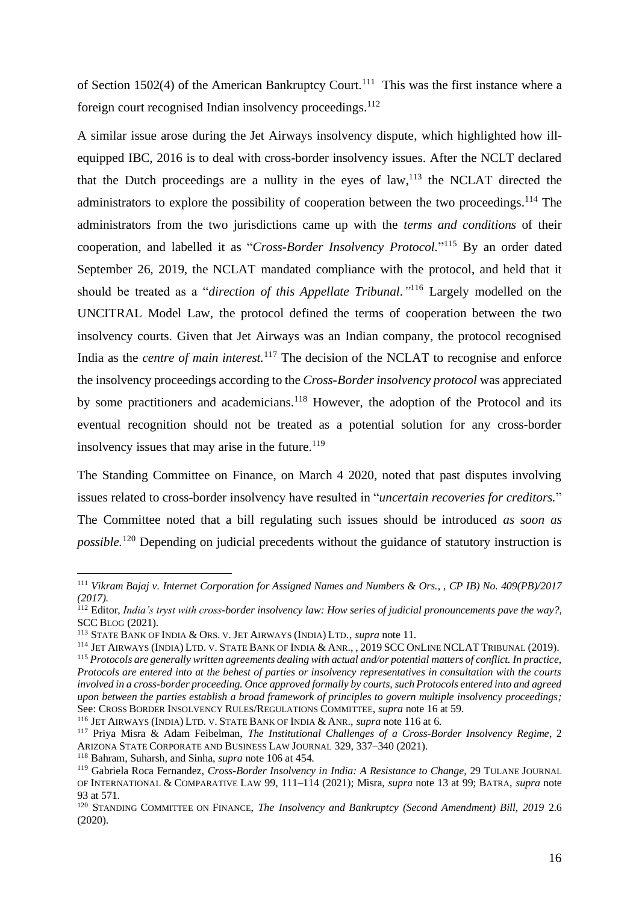of Section 1502(4) of the American Bankruptcy Court.[111] This was the first instance where a foreign court recognised Indian insolvency proceedings.[112]

A similar issue arose during the Jet Airways insolvency dispute, which highlighted how ill-equipped IBC, 2016 is to deal with cross-border insolvency issues. After the NCLT declared that the Dutch proceedings are a nullity in the eyes of law,[113] the NCLAT directed the administrators to explore the possibility of cooperation between the two proceedings.[114] The administrators from the two jurisdictions came up with the *terms and conditions* of their cooperation, and labelled it as "*Cross-Border Insolvency Protocol.*"[115] By an order dated September 26, 2019, the NCLAT mandated compliance with the protocol, and held that it should be treated as a "*direction of this Appellate Tribunal.*"[116] Largely modelled on the UNCITRAL Model Law, the protocol defined the terms of cooperation between the two insolvency courts. Given that Jet Airways was an Indian company, the protocol recognised India as the *centre of main interest.*[117] The decision of the NCLAT to recognise and enforce the insolvency proceedings according to the *Cross-Border insolvency protocol* was appreciated by some practitioners and academicians.[118] However, the adoption of the Protocol and its eventual recognition should not be treated as a potential solution for any cross-border insolvency issues that may arise in the future.[119]

The Standing Committee on Finance, on March 4 2020, noted that past disputes involving issues related to cross-border insolvency have resulted in "*uncertain recoveries for creditors.*" The Committee noted that a bill regulating such issues should be introduced *as soon as possible.*[120] Depending on judicial precedents without the guidance of statutory instruction is

---

[111] *Vikram Bajaj v. Internet Corporation for Assigned Names and Numbers & Ors., , CP IB) No. 409(PB)/2017 (2017).*

[112] Editor, *India's tryst with cross-border insolvency law: How series of judicial pronouncements pave the way?*, SCC BLOG (2021).

[113] STATE BANK OF INDIA & ORS. V. JET AIRWAYS (INDIA) LTD., *supra* note 11.

[114] JET AIRWAYS (INDIA) LTD. V. STATE BANK OF INDIA & ANR., , 2019 SCC ONLINE NCLAT TRIBUNAL (2019).

[115] *Protocols are generally written agreements dealing with actual and/or potential matters of conflict. In practice, Protocols are entered into at the behest of parties or insolvency representatives in consultation with the courts involved in a cross-border proceeding. Once approved formally by courts, such Protocols entered into and agreed upon between the parties establish a broad framework of principles to govern multiple insolvency proceedings;* See: CROSS BORDER INSOLVENCY RULES/REGULATIONS COMMITTEE, *supra* note 16 at 59.

[116] JET AIRWAYS (INDIA) LTD. V. STATE BANK OF INDIA & ANR., *supra* note 116 at 6.

[117] Priya Misra & Adam Feibelman, *The Institutional Challenges of a Cross-Border Insolvency Regime*, 2 ARIZONA STATE CORPORATE AND BUSINESS LAW JOURNAL 329, 337–340 (2021).

[118] Bahram, Suharsh, and Sinha, *supra* note 106 at 454.

[119] Gabriela Roca Fernandez, *Cross-Border Insolvency in India: A Resistance to Change*, 29 TULANE JOURNAL OF INTERNATIONAL & COMPARATIVE LAW 99, 111–114 (2021); Misra, *supra* note 13 at 99; BATRA, *supra* note 93 at 571.

[120] STANDING COMMITTEE ON FINANCE, *The Insolvency and Bankruptcy (Second Amendment) Bill, 2019* 2.6 (2020).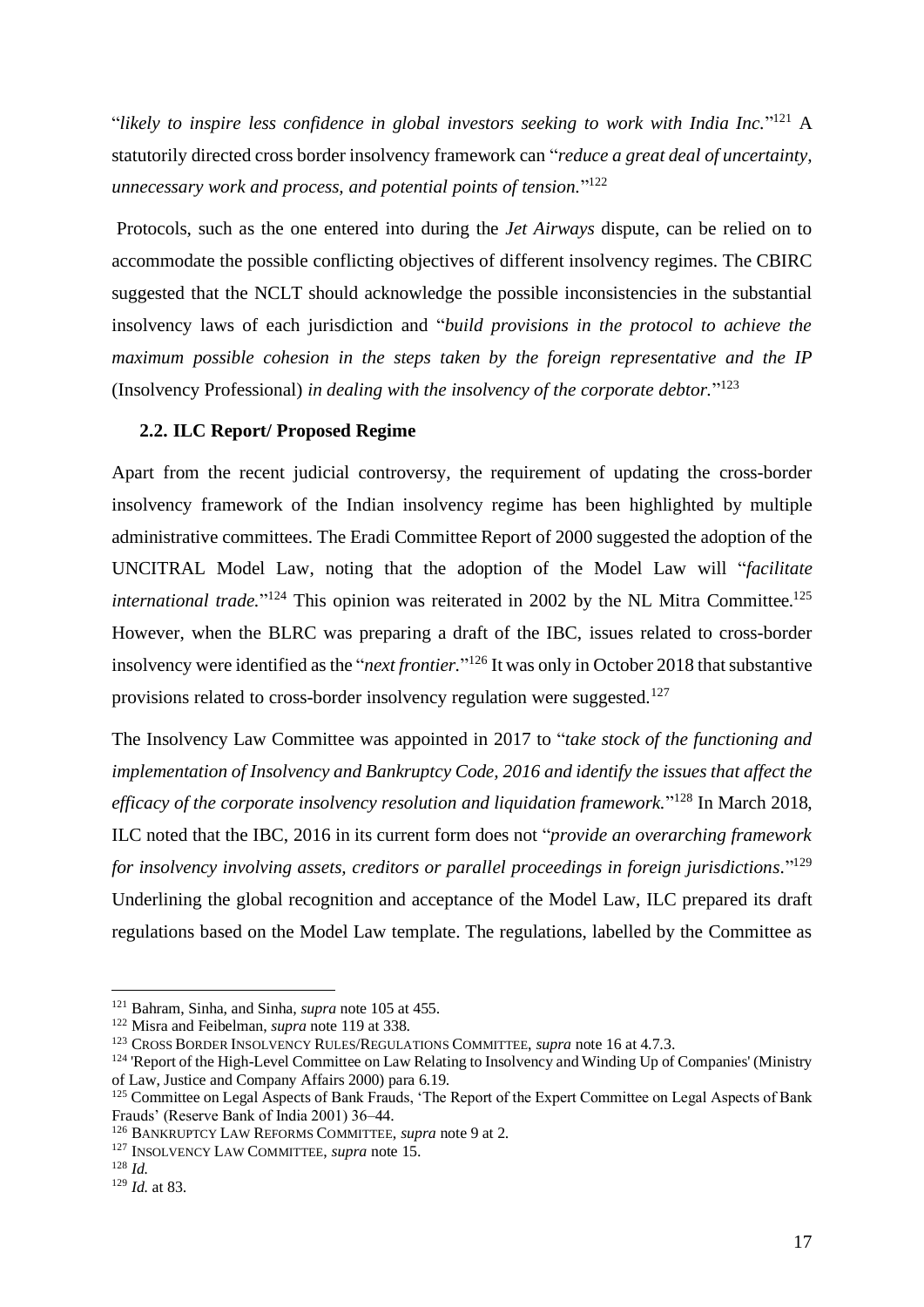"*likely to inspire less confidence in global investors seeking to work with India Inc.*"[121] A statutorily directed cross border insolvency framework can "*reduce a great deal of uncertainty, unnecessary work and process, and potential points of tension.*"[122]

Protocols, such as the one entered into during the *Jet Airways* dispute, can be relied on to accommodate the possible conflicting objectives of different insolvency regimes. The CBIRC suggested that the NCLT should acknowledge the possible inconsistencies in the substantial insolvency laws of each jurisdiction and "*build provisions in the protocol to achieve the maximum possible cohesion in the steps taken by the foreign representative and the IP* (Insolvency Professional) *in dealing with the insolvency of the corporate debtor.*"[123]

### 2.2. ILC Report/ Proposed Regime

Apart from the recent judicial controversy, the requirement of updating the cross-border insolvency framework of the Indian insolvency regime has been highlighted by multiple administrative committees. The Eradi Committee Report of 2000 suggested the adoption of the UNCITRAL Model Law, noting that the adoption of the Model Law will "*facilitate international trade.*"[124] This opinion was reiterated in 2002 by the NL Mitra Committee.[125] However, when the BLRC was preparing a draft of the IBC, issues related to cross-border insolvency were identified as the "*next frontier.*"[126] It was only in October 2018 that substantive provisions related to cross-border insolvency regulation were suggested.[127]

The Insolvency Law Committee was appointed in 2017 to "*take stock of the functioning and implementation of Insolvency and Bankruptcy Code, 2016 and identify the issues that affect the efficacy of the corporate insolvency resolution and liquidation framework.*"[128] In March 2018, ILC noted that the IBC, 2016 in its current form does not "*provide an overarching framework for insolvency involving assets, creditors or parallel proceedings in foreign jurisdictions*."[129] Underlining the global recognition and acceptance of the Model Law, ILC prepared its draft regulations based on the Model Law template. The regulations, labelled by the Committee as

---

[121] Bahram, Sinha, and Sinha, *supra* note 105 at 455.

[122] Misra and Feibelman, *supra* note 119 at 338.

[123] CROSS BORDER INSOLVENCY RULES/REGULATIONS COMMITTEE, *supra* note 16 at 4.7.3.

[124] 'Report of the High-Level Committee on Law Relating to Insolvency and Winding Up of Companies' (Ministry of Law, Justice and Company Affairs 2000) para 6.19.

[125] Committee on Legal Aspects of Bank Frauds, 'The Report of the Expert Committee on Legal Aspects of Bank Frauds' (Reserve Bank of India 2001) 36–44.

[126] BANKRUPTCY LAW REFORMS COMMITTEE, *supra* note 9 at 2.

[127] INSOLVENCY LAW COMMITTEE, *supra* note 15.

[128] *Id.*

[129] *Id.* at 83.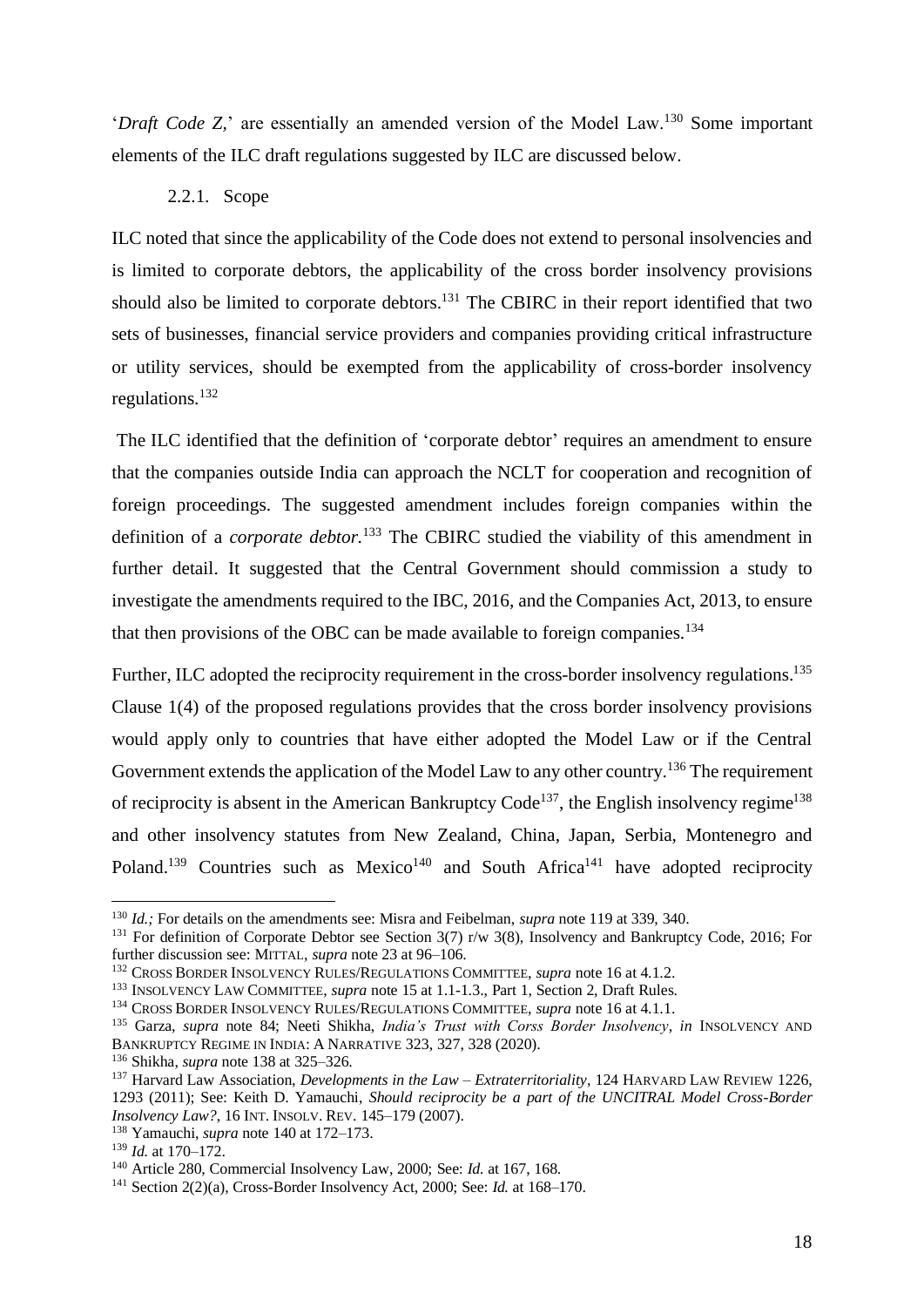'*Draft Code Z,*' are essentially an amended version of the Model Law.[130] Some important elements of the ILC draft regulations suggested by ILC are discussed below.

### 2.2.1. Scope

ILC noted that since the applicability of the Code does not extend to personal insolvencies and is limited to corporate debtors, the applicability of the cross border insolvency provisions should also be limited to corporate debtors.[131] The CBIRC in their report identified that two sets of businesses, financial service providers and companies providing critical infrastructure or utility services, should be exempted from the applicability of cross-border insolvency regulations.[132]

The ILC identified that the definition of 'corporate debtor' requires an amendment to ensure that the companies outside India can approach the NCLT for cooperation and recognition of foreign proceedings. The suggested amendment includes foreign companies within the definition of a *corporate debtor.*[133] The CBIRC studied the viability of this amendment in further detail. It suggested that the Central Government should commission a study to investigate the amendments required to the IBC, 2016, and the Companies Act, 2013, to ensure that then provisions of the OBC can be made available to foreign companies.[134]

Further, ILC adopted the reciprocity requirement in the cross-border insolvency regulations.[135] Clause 1(4) of the proposed regulations provides that the cross border insolvency provisions would apply only to countries that have either adopted the Model Law or if the Central Government extends the application of the Model Law to any other country.[136] The requirement of reciprocity is absent in the American Bankruptcy Code[137], the English insolvency regime[138] and other insolvency statutes from New Zealand, China, Japan, Serbia, Montenegro and Poland.[139] Countries such as Mexico[140] and South Africa[141] have adopted reciprocity

---

[130] *Id.;* For details on the amendments see: Misra and Feibelman, *supra* note 119 at 339, 340.

[131] For definition of Corporate Debtor see Section 3(7) r/w 3(8), Insolvency and Bankruptcy Code, 2016; For further discussion see: MITTAL, *supra* note 23 at 96–106.

[132] CROSS BORDER INSOLVENCY RULES/REGULATIONS COMMITTEE, *supra* note 16 at 4.1.2.

[133] INSOLVENCY LAW COMMITTEE, *supra* note 15 at 1.1-1.3., Part 1, Section 2, Draft Rules.

[134] CROSS BORDER INSOLVENCY RULES/REGULATIONS COMMITTEE, *supra* note 16 at 4.1.1.

[135] Garza, *supra* note 84; Neeti Shikha, *India's Trust with Corss Border Insolvency*, *in* INSOLVENCY AND BANKRUPTCY REGIME IN INDIA: A NARRATIVE 323, 327, 328 (2020).

[136] Shikha, *supra* note 138 at 325–326.

[137] Harvard Law Association, *Developments in the Law – Extraterritoriality*, 124 HARVARD LAW REVIEW 1226, 1293 (2011); See: Keith D. Yamauchi, *Should reciprocity be a part of the UNCITRAL Model Cross-Border Insolvency Law?*, 16 INT. INSOLV. REV. 145–179 (2007).

[138] Yamauchi, *supra* note 140 at 172–173.

[139] *Id.* at 170–172.

[140] Article 280, Commercial Insolvency Law, 2000; See: *Id.* at 167, 168.

[141] Section 2(2)(a), Cross-Border Insolvency Act, 2000; See: *Id.* at 168–170.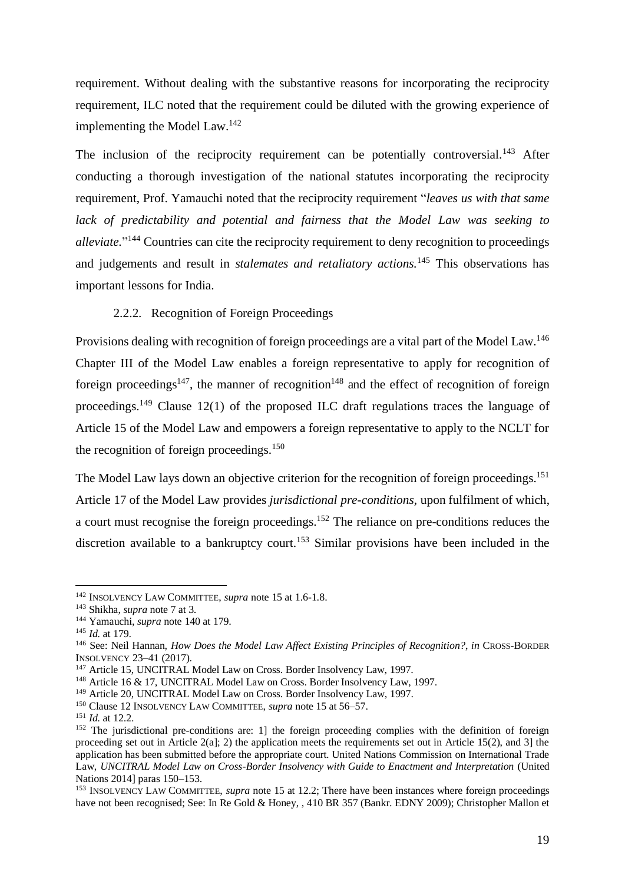requirement. Without dealing with the substantive reasons for incorporating the reciprocity requirement, ILC noted that the requirement could be diluted with the growing experience of implementing the Model Law.[142]

The inclusion of the reciprocity requirement can be potentially controversial.[143] After conducting a thorough investigation of the national statutes incorporating the reciprocity requirement, Prof. Yamauchi noted that the reciprocity requirement "*leaves us with that same lack of predictability and potential and fairness that the Model Law was seeking to alleviate.*"[144] Countries can cite the reciprocity requirement to deny recognition to proceedings and judgements and result in *stalemates and retaliatory actions.*[145] This observations has important lessons for India.

### 2.2.2. Recognition of Foreign Proceedings

Provisions dealing with recognition of foreign proceedings are a vital part of the Model Law.[146] Chapter III of the Model Law enables a foreign representative to apply for recognition of foreign proceedings[147], the manner of recognition[148] and the effect of recognition of foreign proceedings.[149] Clause 12(1) of the proposed ILC draft regulations traces the language of Article 15 of the Model Law and empowers a foreign representative to apply to the NCLT for the recognition of foreign proceedings.[150]

The Model Law lays down an objective criterion for the recognition of foreign proceedings.[151] Article 17 of the Model Law provides *jurisdictional pre-conditions*, upon fulfilment of which, a court must recognise the foreign proceedings.[152] The reliance on pre-conditions reduces the discretion available to a bankruptcy court.[153] Similar provisions have been included in the

---

[142] INSOLVENCY LAW COMMITTEE, *supra* note 15 at 1.6-1.8.

[143] Shikha, *supra* note 7 at 3.

[144] Yamauchi, *supra* note 140 at 179.

[145] *Id.* at 179.

[146] See: Neil Hannan, *How Does the Model Law Affect Existing Principles of Recognition?*, *in* CROSS-BORDER INSOLVENCY 23–41 (2017).

[147] Article 15, UNCITRAL Model Law on Cross. Border Insolvency Law, 1997.

[148] Article 16 & 17, UNCITRAL Model Law on Cross. Border Insolvency Law, 1997.

[149] Article 20, UNCITRAL Model Law on Cross. Border Insolvency Law, 1997.

[150] Clause 12 INSOLVENCY LAW COMMITTEE, *supra* note 15 at 56–57.

[151] *Id.* at 12.2.

[152] The jurisdictional pre-conditions are: 1] the foreign proceeding complies with the definition of foreign proceeding set out in Article 2(a]; 2) the application meets the requirements set out in Article 15(2), and 3] the application has been submitted before the appropriate court. United Nations Commission on International Trade Law, *UNCITRAL Model Law on Cross-Border Insolvency with Guide to Enactment and Interpretation* (United Nations 2014] paras 150–153.

[153] INSOLVENCY LAW COMMITTEE, *supra* note 15 at 12.2; There have been instances where foreign proceedings have not been recognised; See: In Re Gold & Honey, , 410 BR 357 (Bankr. EDNY 2009); Christopher Mallon et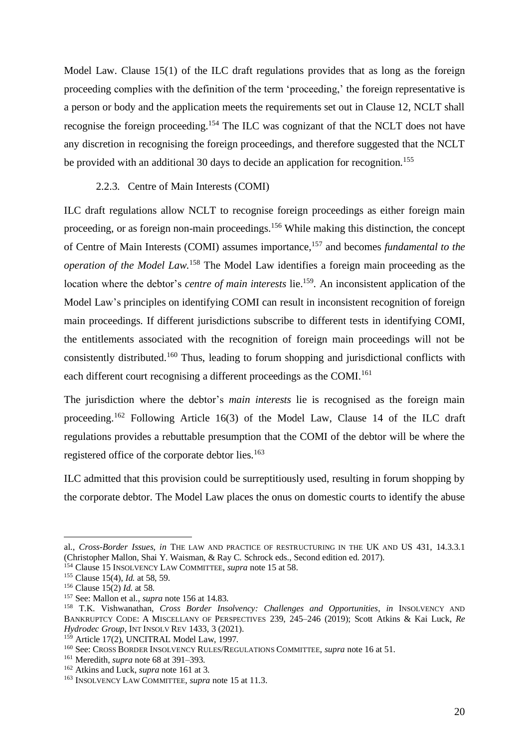Model Law. Clause 15(1) of the ILC draft regulations provides that as long as the foreign proceeding complies with the definition of the term 'proceeding,' the foreign representative is a person or body and the application meets the requirements set out in Clause 12, NCLT shall recognise the foreign proceeding.[154] The ILC was cognizant of that the NCLT does not have any discretion in recognising the foreign proceedings, and therefore suggested that the NCLT be provided with an additional 30 days to decide an application for recognition.[155]

### 2.2.3. Centre of Main Interests (COMI)

ILC draft regulations allow NCLT to recognise foreign proceedings as either foreign main proceeding, or as foreign non-main proceedings.[156] While making this distinction, the concept of Centre of Main Interests (COMI) assumes importance,[157] and becomes *fundamental to the operation of the Model Law.*[158] The Model Law identifies a foreign main proceeding as the location where the debtor's *centre of main interests* lie.[159]. An inconsistent application of the Model Law's principles on identifying COMI can result in inconsistent recognition of foreign main proceedings. If different jurisdictions subscribe to different tests in identifying COMI, the entitlements associated with the recognition of foreign main proceedings will not be consistently distributed.[160] Thus, leading to forum shopping and jurisdictional conflicts with each different court recognising a different proceedings as the COMI.[161]

The jurisdiction where the debtor's *main interests* lie is recognised as the foreign main proceeding.[162] Following Article 16(3) of the Model Law, Clause 14 of the ILC draft regulations provides a rebuttable presumption that the COMI of the debtor will be where the registered office of the corporate debtor lies.[163]

ILC admitted that this provision could be surreptitiously used, resulting in forum shopping by the corporate debtor. The Model Law places the onus on domestic courts to identify the abuse

---

al., *Cross-Border Issues, in* THE LAW AND PRACTICE OF RESTRUCTURING IN THE UK AND US 431, 14.3.3.1 (Christopher Mallon, Shai Y. Waisman, & Ray C. Schrock eds., Second edition ed. 2017).

[154] Clause 15 INSOLVENCY LAW COMMITTEE, *supra* note 15 at 58.

[155] Clause 15(4), *Id.* at 58, 59.

[156] Clause 15(2) *Id.* at 58.

[157] See: Mallon et al., *supra* note 156 at 14.83.

[158] T.K. Vishwanathan, *Cross Border Insolvency: Challenges and Opportunities*, *in* INSOLVENCY AND BANKRUPTCY CODE: A MISCELLANY OF PERSPECTIVES 239, 245–246 (2019); Scott Atkins & Kai Luck, *Re Hydrodec Group*, INT INSOLV REV 1433, 3 (2021).

[159] Article 17(2), UNCITRAL Model Law, 1997.

[160] See: CROSS BORDER INSOLVENCY RULES/REGULATIONS COMMITTEE, *supra* note 16 at 51.

[161] Meredith, *supra* note 68 at 391–393.

[162] Atkins and Luck, *supra* note 161 at 3.

[163] INSOLVENCY LAW COMMITTEE, *supra* note 15 at 11.3.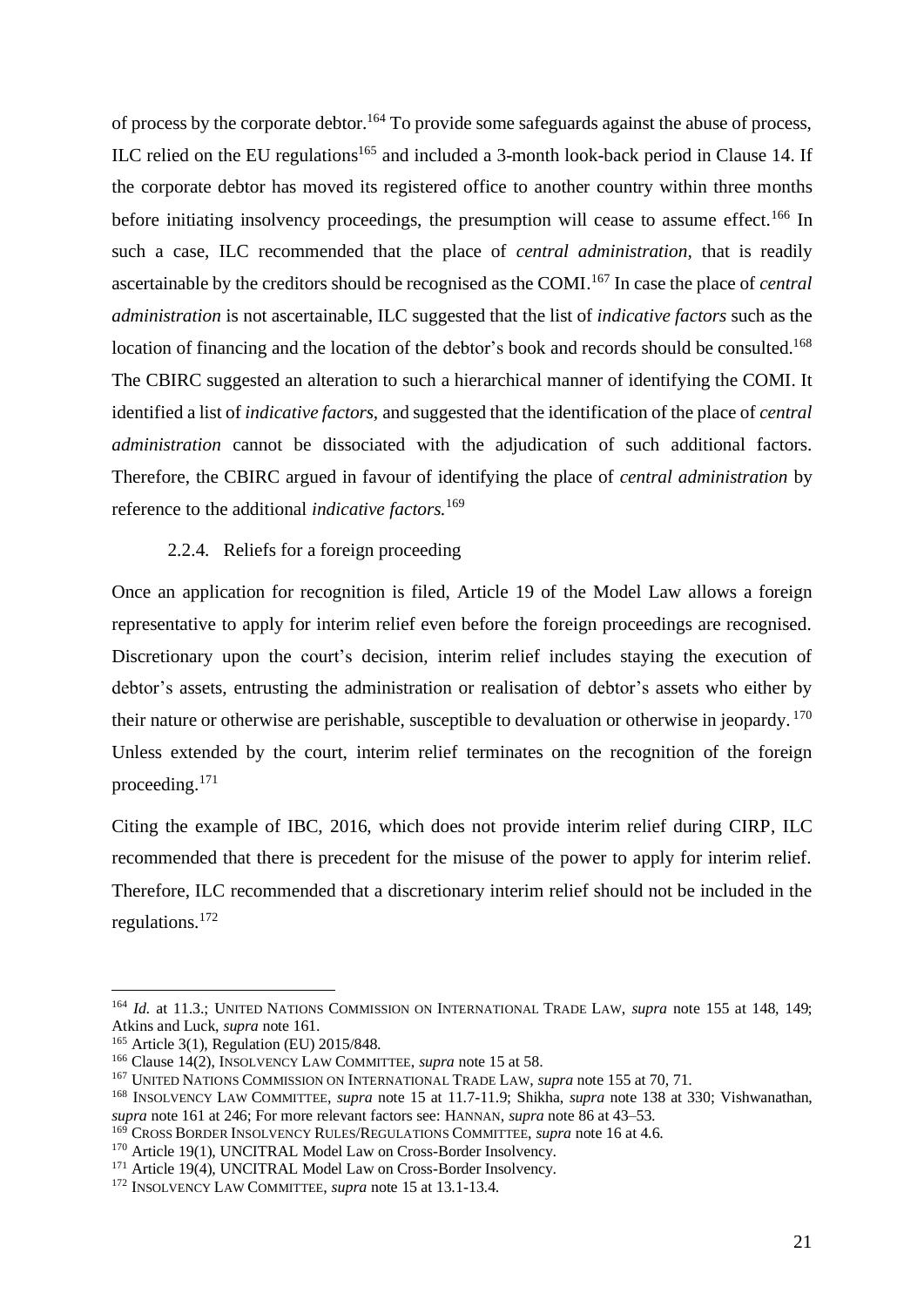of process by the corporate debtor.[164] To provide some safeguards against the abuse of process, ILC relied on the EU regulations[165] and included a 3-month look-back period in Clause 14. If the corporate debtor has moved its registered office to another country within three months before initiating insolvency proceedings, the presumption will cease to assume effect.[166] In such a case, ILC recommended that the place of *central administration*, that is readily ascertainable by the creditors should be recognised as the COMI.[167] In case the place of *central administration* is not ascertainable, ILC suggested that the list of *indicative factors* such as the location of financing and the location of the debtor's book and records should be consulted.[168] The CBIRC suggested an alteration to such a hierarchical manner of identifying the COMI. It identified a list of *indicative factors*, and suggested that the identification of the place of *central administration* cannot be dissociated with the adjudication of such additional factors. Therefore, the CBIRC argued in favour of identifying the place of *central administration* by reference to the additional *indicative factors.*[169]

#### 2.2.4. Reliefs for a foreign proceeding

Once an application for recognition is filed, Article 19 of the Model Law allows a foreign representative to apply for interim relief even before the foreign proceedings are recognised. Discretionary upon the court's decision, interim relief includes staying the execution of debtor's assets, entrusting the administration or realisation of debtor's assets who either by their nature or otherwise are perishable, susceptible to devaluation or otherwise in jeopardy.[170] Unless extended by the court, interim relief terminates on the recognition of the foreign proceeding.[171]

Citing the example of IBC, 2016, which does not provide interim relief during CIRP, ILC recommended that there is precedent for the misuse of the power to apply for interim relief. Therefore, ILC recommended that a discretionary interim relief should not be included in the regulations.[172]

---

[164] *Id.* at 11.3.; UNITED NATIONS COMMISSION ON INTERNATIONAL TRADE LAW, *supra* note 155 at 148, 149; Atkins and Luck, *supra* note 161.

[165] Article 3(1), Regulation (EU) 2015/848.

[166] Clause 14(2), INSOLVENCY LAW COMMITTEE, *supra* note 15 at 58.

[167] UNITED NATIONS COMMISSION ON INTERNATIONAL TRADE LAW, *supra* note 155 at 70, 71.

[168] INSOLVENCY LAW COMMITTEE, *supra* note 15 at 11.7-11.9; Shikha, *supra* note 138 at 330; Vishwanathan, *supra* note 161 at 246; For more relevant factors see: HANNAN, *supra* note 86 at 43–53.

[169] CROSS BORDER INSOLVENCY RULES/REGULATIONS COMMITTEE, *supra* note 16 at 4.6.

[170] Article 19(1), UNCITRAL Model Law on Cross-Border Insolvency.

[171] Article 19(4), UNCITRAL Model Law on Cross-Border Insolvency.

[172] INSOLVENCY LAW COMMITTEE, *supra* note 15 at 13.1-13.4.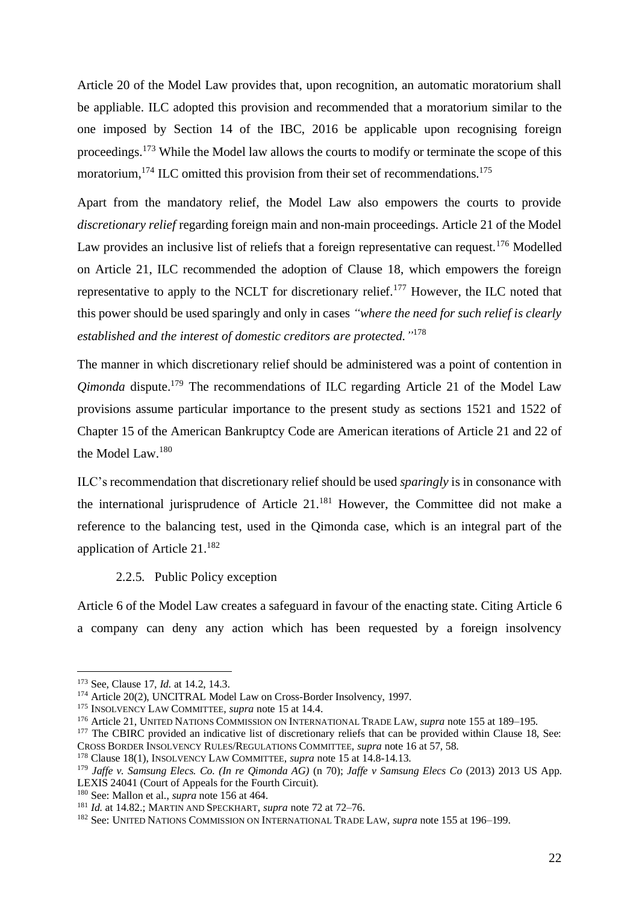Article 20 of the Model Law provides that, upon recognition, an automatic moratorium shall be appliable. ILC adopted this provision and recommended that a moratorium similar to the one imposed by Section 14 of the IBC, 2016 be applicable upon recognising foreign proceedings.[173] While the Model law allows the courts to modify or terminate the scope of this moratorium,[174] ILC omitted this provision from their set of recommendations.[175]

Apart from the mandatory relief, the Model Law also empowers the courts to provide *discretionary relief* regarding foreign main and non-main proceedings. Article 21 of the Model Law provides an inclusive list of reliefs that a foreign representative can request.[176] Modelled on Article 21, ILC recommended the adoption of Clause 18, which empowers the foreign representative to apply to the NCLT for discretionary relief.[177] However, the ILC noted that this power should be used sparingly and only in cases *"where the need for such relief is clearly established and the interest of domestic creditors are protected."*[178]

The manner in which discretionary relief should be administered was a point of contention in *Qimonda* dispute.[179] The recommendations of ILC regarding Article 21 of the Model Law provisions assume particular importance to the present study as sections 1521 and 1522 of Chapter 15 of the American Bankruptcy Code are American iterations of Article 21 and 22 of the Model Law.[180]

ILC's recommendation that discretionary relief should be used *sparingly* is in consonance with the international jurisprudence of Article 21.[181] However, the Committee did not make a reference to the balancing test, used in the Qimonda case, which is an integral part of the application of Article 21.[182]

### 2.2.5. Public Policy exception

Article 6 of the Model Law creates a safeguard in favour of the enacting state. Citing Article 6 a company can deny any action which has been requested by a foreign insolvency

---

[173] See, Clause 17, *Id.* at 14.2, 14.3.

[174] Article 20(2), UNCITRAL Model Law on Cross-Border Insolvency, 1997.

[175] INSOLVENCY LAW COMMITTEE, *supra* note 15 at 14.4.

[176] Article 21, UNITED NATIONS COMMISSION ON INTERNATIONAL TRADE LAW, *supra* note 155 at 189–195.

[177] The CBIRC provided an indicative list of discretionary reliefs that can be provided within Clause 18, See: CROSS BORDER INSOLVENCY RULES/REGULATIONS COMMITTEE, *supra* note 16 at 57, 58.

[178] Clause 18(1), INSOLVENCY LAW COMMITTEE, *supra* note 15 at 14.8-14.13.

[179] *Jaffe v. Samsung Elecs. Co. (In re Qimonda AG)* (n 70); *Jaffe v Samsung Elecs Co* (2013) 2013 US App. LEXIS 24041 (Court of Appeals for the Fourth Circuit).

[180] See: Mallon et al., *supra* note 156 at 464.

[181] *Id.* at 14.82.; MARTIN AND SPECKHART, *supra* note 72 at 72–76.

[182] See: UNITED NATIONS COMMISSION ON INTERNATIONAL TRADE LAW, *supra* note 155 at 196–199.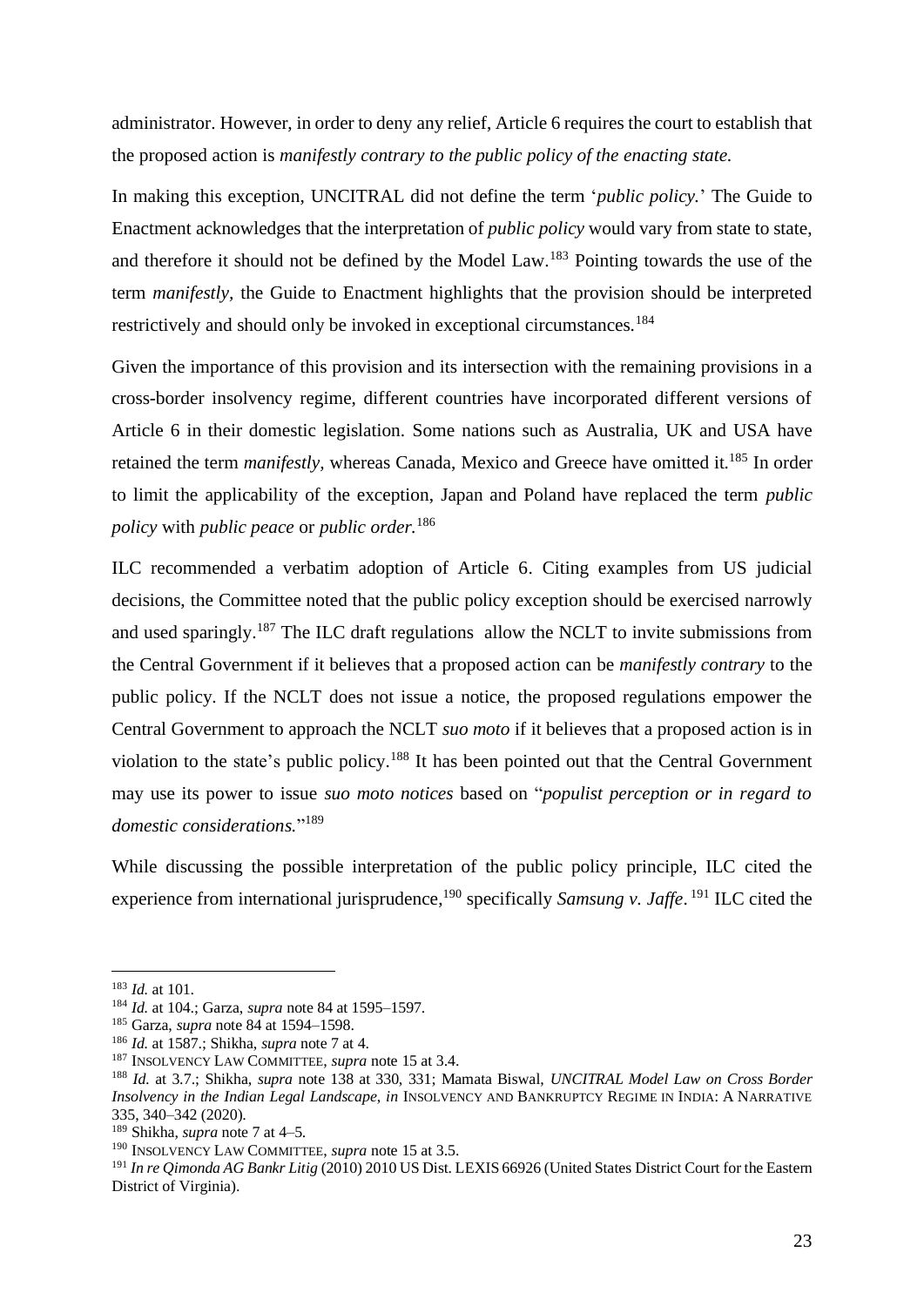administrator. However, in order to deny any relief, Article 6 requires the court to establish that the proposed action is *manifestly contrary to the public policy of the enacting state.*

In making this exception, UNCITRAL did not define the term '*public policy.*' The Guide to Enactment acknowledges that the interpretation of *public policy* would vary from state to state, and therefore it should not be defined by the Model Law.[183] Pointing towards the use of the term *manifestly*, the Guide to Enactment highlights that the provision should be interpreted restrictively and should only be invoked in exceptional circumstances.[184]

Given the importance of this provision and its intersection with the remaining provisions in a cross-border insolvency regime, different countries have incorporated different versions of Article 6 in their domestic legislation. Some nations such as Australia, UK and USA have retained the term *manifestly,* whereas Canada, Mexico and Greece have omitted it.[185] In order to limit the applicability of the exception, Japan and Poland have replaced the term *public policy* with *public peace* or *public order.*[186]

ILC recommended a verbatim adoption of Article 6. Citing examples from US judicial decisions, the Committee noted that the public policy exception should be exercised narrowly and used sparingly.[187] The ILC draft regulations allow the NCLT to invite submissions from the Central Government if it believes that a proposed action can be *manifestly contrary* to the public policy. If the NCLT does not issue a notice, the proposed regulations empower the Central Government to approach the NCLT *suo moto* if it believes that a proposed action is in violation to the state's public policy.[188] It has been pointed out that the Central Government may use its power to issue *suo moto notices* based on "*populist perception or in regard to domestic considerations.*"[189]

While discussing the possible interpretation of the public policy principle, ILC cited the experience from international jurisprudence,[190] specifically *Samsung v. Jaffe*.[191] ILC cited the

---

[183] *Id.* at 101.

[184] *Id.* at 104.; Garza, *supra* note 84 at 1595–1597.

[185] Garza, *supra* note 84 at 1594–1598.

[186] *Id.* at 1587.; Shikha, *supra* note 7 at 4.

[187] INSOLVENCY LAW COMMITTEE, *supra* note 15 at 3.4.

[188] *Id.* at 3.7.; Shikha, *supra* note 138 at 330, 331; Mamata Biswal, *UNCITRAL Model Law on Cross Border Insolvency in the Indian Legal Landscape*, *in* INSOLVENCY AND BANKRUPTCY REGIME IN INDIA: A NARRATIVE 335, 340–342 (2020).

[189] Shikha, *supra* note 7 at 4–5.

[190] INSOLVENCY LAW COMMITTEE, *supra* note 15 at 3.5.

[191] *In re Qimonda AG Bankr Litig* (2010) 2010 US Dist. LEXIS 66926 (United States District Court for the Eastern District of Virginia).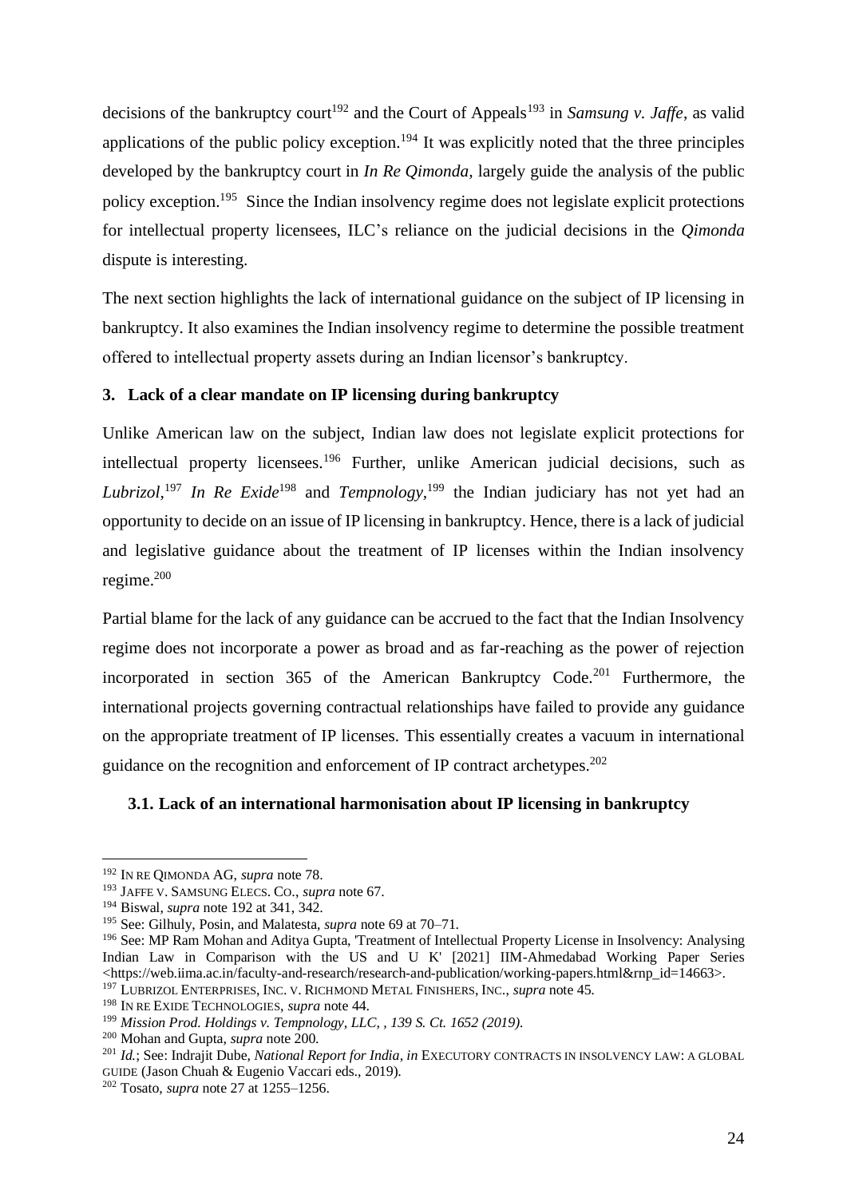decisions of the bankruptcy court[192] and the Court of Appeals[193] in *Samsung v. Jaffe*, as valid applications of the public policy exception.[194] It was explicitly noted that the three principles developed by the bankruptcy court in *In Re Qimonda*, largely guide the analysis of the public policy exception.[195] Since the Indian insolvency regime does not legislate explicit protections for intellectual property licensees, ILC's reliance on the judicial decisions in the *Qimonda* dispute is interesting.

The next section highlights the lack of international guidance on the subject of IP licensing in bankruptcy. It also examines the Indian insolvency regime to determine the possible treatment offered to intellectual property assets during an Indian licensor's bankruptcy.

## 3. Lack of a clear mandate on IP licensing during bankruptcy

Unlike American law on the subject, Indian law does not legislate explicit protections for intellectual property licensees.[196] Further, unlike American judicial decisions, such as *Lubrizol*,[197] *In Re Exide*[198] and *Tempnology*,[199] the Indian judiciary has not yet had an opportunity to decide on an issue of IP licensing in bankruptcy. Hence, there is a lack of judicial and legislative guidance about the treatment of IP licenses within the Indian insolvency regime.[200]

Partial blame for the lack of any guidance can be accrued to the fact that the Indian Insolvency regime does not incorporate a power as broad and as far-reaching as the power of rejection incorporated in section 365 of the American Bankruptcy Code.[201] Furthermore, the international projects governing contractual relationships have failed to provide any guidance on the appropriate treatment of IP licenses. This essentially creates a vacuum in international guidance on the recognition and enforcement of IP contract archetypes.[202]

### 3.1. Lack of an international harmonisation about IP licensing in bankruptcy

---

[192] IN RE QIMONDA AG, *supra* note 78.

[193] JAFFE V. SAMSUNG ELECS. CO., *supra* note 67.

[194] Biswal, *supra* note 192 at 341, 342.

[195] See: Gilhuly, Posin, and Malatesta, *supra* note 69 at 70–71.

[196] See: MP Ram Mohan and Aditya Gupta, 'Treatment of Intellectual Property License in Insolvency: Analysing Indian Law in Comparison with the US and U K' [2021] IIM-Ahmedabad Working Paper Series <https://web.iima.ac.in/faculty-and-research/research-and-publication/working-papers.html&rnp_id=14663>.

[197] LUBRIZOL ENTERPRISES, INC. V. RICHMOND METAL FINISHERS, INC., *supra* note 45.

[198] IN RE EXIDE TECHNOLOGIES, *supra* note 44.

[199] *Mission Prod. Holdings v. Tempnology, LLC, , 139 S. Ct. 1652 (2019).*

[200] Mohan and Gupta, *supra* note 200.

[201] *Id.*; See: Indrajit Dube, *National Report for India*, *in* EXECUTORY CONTRACTS IN INSOLVENCY LAW: A GLOBAL GUIDE (Jason Chuah & Eugenio Vaccari eds., 2019).

[202] Tosato, *supra* note 27 at 1255–1256.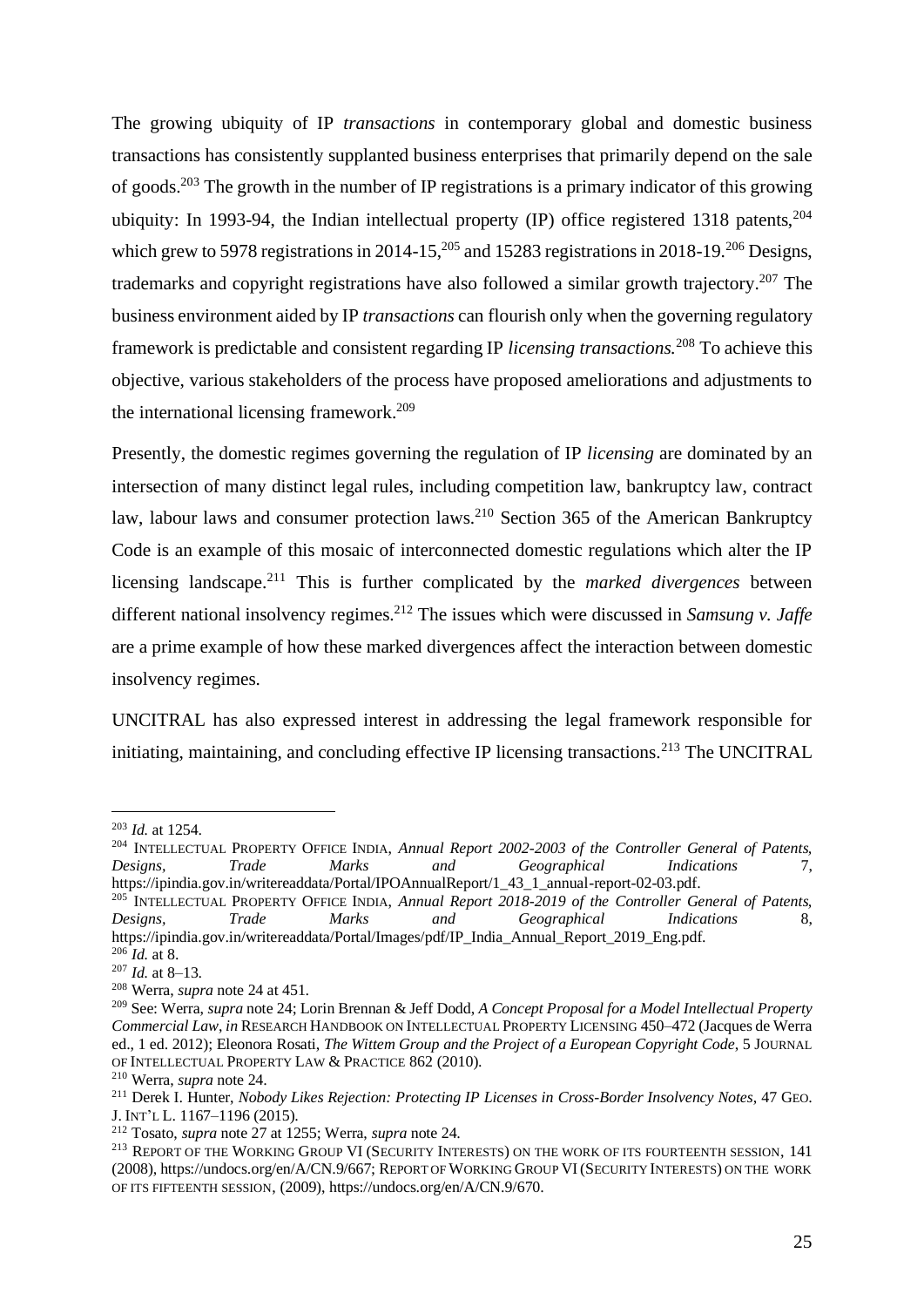The growing ubiquity of IP *transactions* in contemporary global and domestic business transactions has consistently supplanted business enterprises that primarily depend on the sale of goods.[203] The growth in the number of IP registrations is a primary indicator of this growing ubiquity: In 1993-94, the Indian intellectual property (IP) office registered 1318 patents,[204] which grew to 5978 registrations in 2014-15,[205] and 15283 registrations in 2018-19.[206] Designs, trademarks and copyright registrations have also followed a similar growth trajectory.[207] The business environment aided by IP *transactions* can flourish only when the governing regulatory framework is predictable and consistent regarding IP *licensing transactions.*[208] To achieve this objective, various stakeholders of the process have proposed ameliorations and adjustments to the international licensing framework.[209]

Presently, the domestic regimes governing the regulation of IP *licensing* are dominated by an intersection of many distinct legal rules, including competition law, bankruptcy law, contract law, labour laws and consumer protection laws.[210] Section 365 of the American Bankruptcy Code is an example of this mosaic of interconnected domestic regulations which alter the IP licensing landscape.[211] This is further complicated by the *marked divergences* between different national insolvency regimes.[212] The issues which were discussed in ***Samsung v. Jaffe*** are a prime example of how these marked divergences affect the interaction between domestic insolvency regimes.

UNCITRAL has also expressed interest in addressing the legal framework responsible for initiating, maintaining, and concluding effective IP licensing transactions.[213] The UNCITRAL

---

[203] *Id.* at 1254.

[204] INTELLECTUAL PROPERTY OFFICE INDIA, *Annual Report 2002-2003 of the Controller General of Patents, Designs, Trade Marks and Geographical Indications* 7, https://ipindia.gov.in/writereaddata/Portal/IPOAnnualReport/1_43_1_annual-report-02-03.pdf.

[205] INTELLECTUAL PROPERTY OFFICE INDIA, *Annual Report 2018-2019 of the Controller General of Patents, Designs, Trade Marks and Geographical Indications* 8, https://ipindia.gov.in/writereaddata/Portal/Images/pdf/IP_India_Annual_Report_2019_Eng.pdf.

[206] *Id.* at 8.

[207] *Id.* at 8–13.

[208] Werra, *supra* note 24 at 451.

[209] See: Werra, *supra* note 24; Lorin Brennan & Jeff Dodd, *A Concept Proposal for a Model Intellectual Property Commercial Law*, *in* RESEARCH HANDBOOK ON INTELLECTUAL PROPERTY LICENSING 450–472 (Jacques de Werra ed., 1 ed. 2012); Eleonora Rosati, *The Wittem Group and the Project of a European Copyright Code*, 5 JOURNAL OF INTELLECTUAL PROPERTY LAW & PRACTICE 862 (2010).

[210] Werra, *supra* note 24.

[211] Derek I. Hunter, *Nobody Likes Rejection: Protecting IP Licenses in Cross-Border Insolvency Notes*, 47 GEO. J. INT'L L. 1167–1196 (2015).

[212] Tosato, *supra* note 27 at 1255; Werra, *supra* note 24.

[213] REPORT OF THE WORKING GROUP VI (SECURITY INTERESTS) ON THE WORK OF ITS FOURTEENTH SESSION, 141 (2008), https://undocs.org/en/A/CN.9/667; REPORT OF WORKING GROUP VI (SECURITY INTERESTS) ON THE WORK OF ITS FIFTEENTH SESSION, (2009), https://undocs.org/en/A/CN.9/670.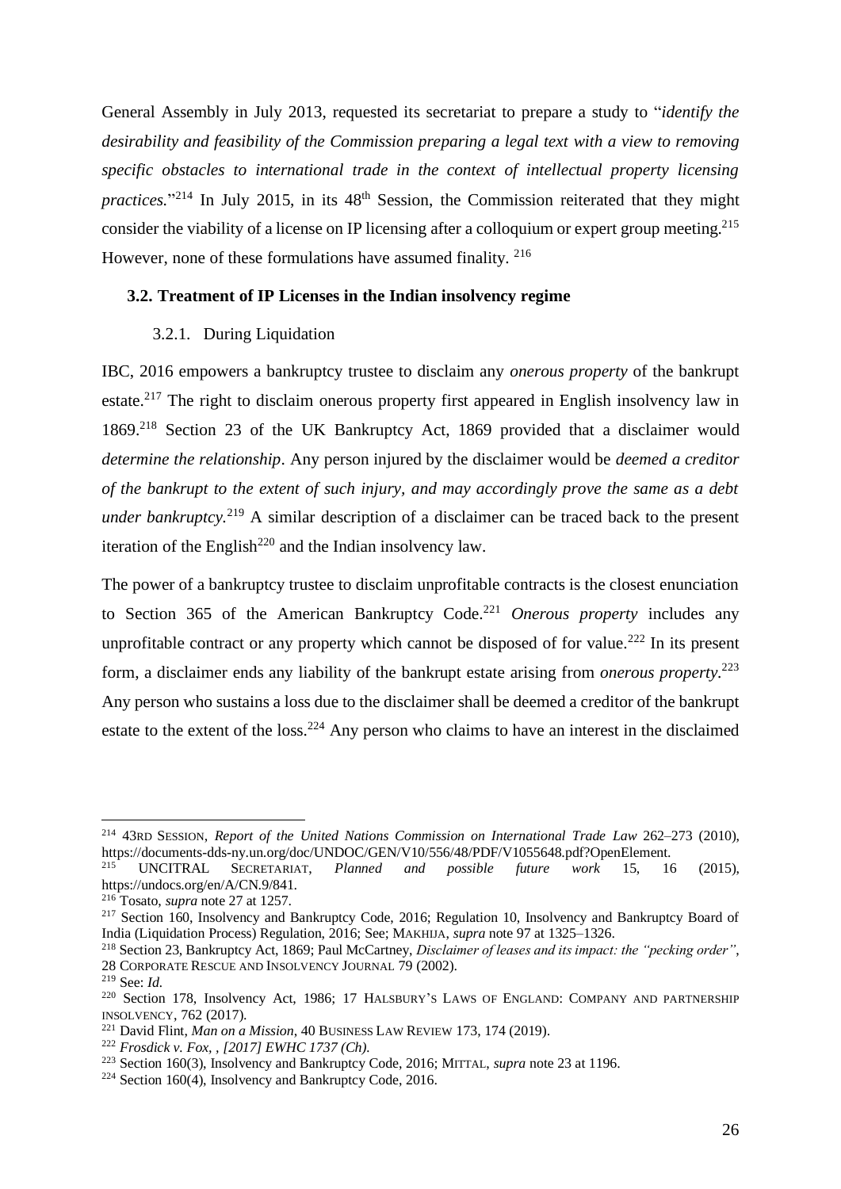General Assembly in July 2013, requested its secretariat to prepare a study to "*identify the desirability and feasibility of the Commission preparing a legal text with a view to removing specific obstacles to international trade in the context of intellectual property licensing practices.*"[214] In July 2015, in its 48th Session, the Commission reiterated that they might consider the viability of a license on IP licensing after a colloquium or expert group meeting.[215] However, none of these formulations have assumed finality. [216]

### 3.2. Treatment of IP Licenses in the Indian insolvency regime

#### 3.2.1. During Liquidation

IBC, 2016 empowers a bankruptcy trustee to disclaim any *onerous property* of the bankrupt estate.[217] The right to disclaim onerous property first appeared in English insolvency law in 1869.[218] Section 23 of the UK Bankruptcy Act, 1869 provided that a disclaimer would *determine the relationship*. Any person injured by the disclaimer would be *deemed a creditor of the bankrupt to the extent of such injury, and may accordingly prove the same as a debt under bankruptcy.*[219] A similar description of a disclaimer can be traced back to the present iteration of the English[220] and the Indian insolvency law.

The power of a bankruptcy trustee to disclaim unprofitable contracts is the closest enunciation to Section 365 of the American Bankruptcy Code.[221] *Onerous property* includes any unprofitable contract or any property which cannot be disposed of for value.[222] In its present form, a disclaimer ends any liability of the bankrupt estate arising from *onerous property.*[223] Any person who sustains a loss due to the disclaimer shall be deemed a creditor of the bankrupt estate to the extent of the loss.[224] Any person who claims to have an interest in the disclaimed

---

[214] 43RD SESSION, *Report of the United Nations Commission on International Trade Law* 262–273 (2010), https://documents-dds-ny.un.org/doc/UNDOC/GEN/V10/556/48/PDF/V1055648.pdf?OpenElement.

[215] UNCITRAL SECRETARIAT, *Planned and possible future work* 15, 16 (2015), https://undocs.org/en/A/CN.9/841.

[216] Tosato, *supra* note 27 at 1257.

[217] Section 160, Insolvency and Bankruptcy Code, 2016; Regulation 10, Insolvency and Bankruptcy Board of India (Liquidation Process) Regulation, 2016; See; MAKHIJA, *supra* note 97 at 1325–1326.

[218] Section 23, Bankruptcy Act, 1869; Paul McCartney, *Disclaimer of leases and its impact: the "pecking order"*, 28 CORPORATE RESCUE AND INSOLVENCY JOURNAL 79 (2002).

[219] See: *Id.*

[220] Section 178, Insolvency Act, 1986; 17 HALSBURY'S LAWS OF ENGLAND: COMPANY AND PARTNERSHIP INSOLVENCY, 762 (2017).

[221] David Flint, *Man on a Mission*, 40 BUSINESS LAW REVIEW 173, 174 (2019).

[222] *Frosdick v. Fox, , [2017] EWHC 1737 (Ch).*

[223] Section 160(3), Insolvency and Bankruptcy Code, 2016; MITTAL, *supra* note 23 at 1196.

[224] Section 160(4), Insolvency and Bankruptcy Code, 2016.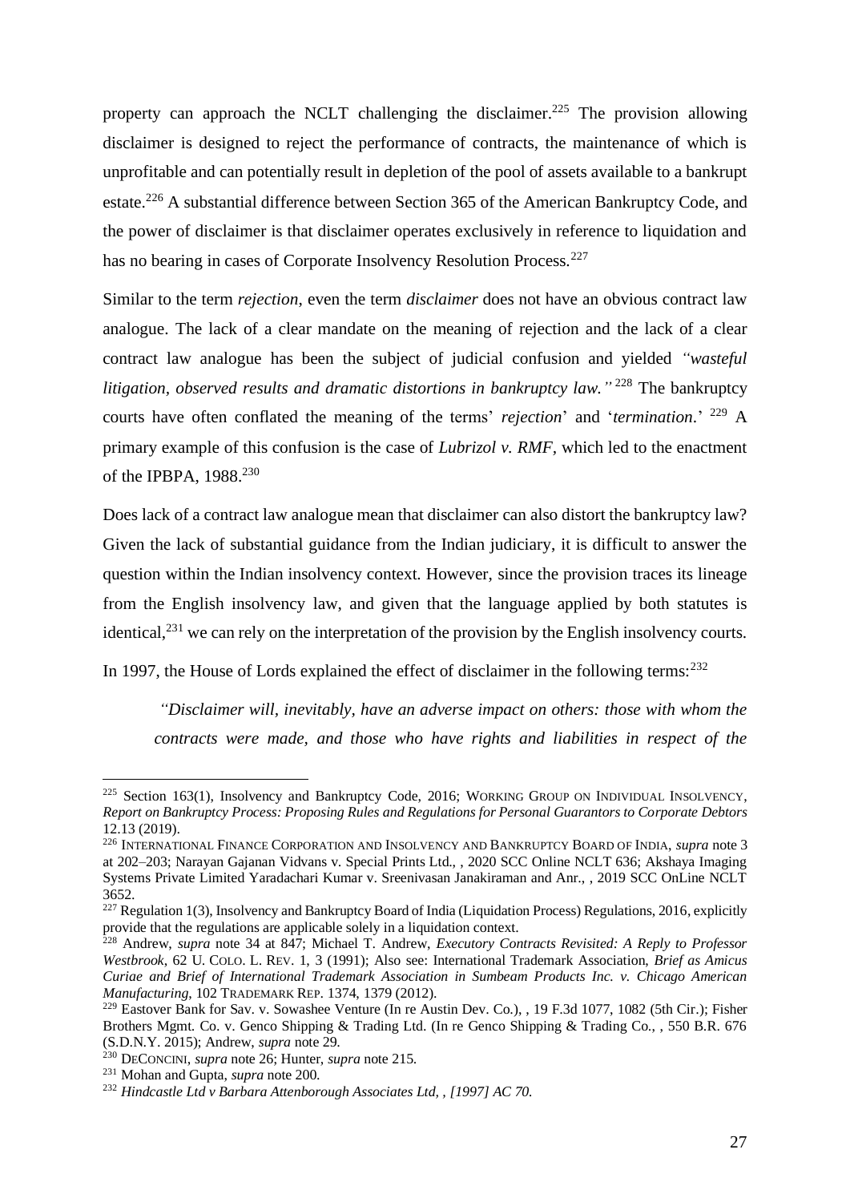property can approach the NCLT challenging the disclaimer.[225] The provision allowing disclaimer is designed to reject the performance of contracts, the maintenance of which is unprofitable and can potentially result in depletion of the pool of assets available to a bankrupt estate.[226] A substantial difference between Section 365 of the American Bankruptcy Code, and the power of disclaimer is that disclaimer operates exclusively in reference to liquidation and has no bearing in cases of Corporate Insolvency Resolution Process.[227]

Similar to the term *rejection*, even the term *disclaimer* does not have an obvious contract law analogue. The lack of a clear mandate on the meaning of rejection and the lack of a clear contract law analogue has been the subject of judicial confusion and yielded *"wasteful litigation, observed results and dramatic distortions in bankruptcy law."* [228] The bankruptcy courts have often conflated the meaning of the terms' *rejection*' and '*termination*.' [229] A primary example of this confusion is the case of *Lubrizol v. RMF*, which led to the enactment of the IPBPA, 1988.[230]

Does lack of a contract law analogue mean that disclaimer can also distort the bankruptcy law? Given the lack of substantial guidance from the Indian judiciary, it is difficult to answer the question within the Indian insolvency context. However, since the provision traces its lineage from the English insolvency law, and given that the language applied by both statutes is identical,[231] we can rely on the interpretation of the provision by the English insolvency courts.

In 1997, the House of Lords explained the effect of disclaimer in the following terms:[232]

> *"Disclaimer will, inevitably, have an adverse impact on others: those with whom the contracts were made, and those who have rights and liabilities in respect of the*

---

[225] Section 163(1), Insolvency and Bankruptcy Code, 2016; WORKING GROUP ON INDIVIDUAL INSOLVENCY, *Report on Bankruptcy Process: Proposing Rules and Regulations for Personal Guarantors to Corporate Debtors* 12.13 (2019).

[226] INTERNATIONAL FINANCE CORPORATION AND INSOLVENCY AND BANKRUPTCY BOARD OF INDIA, *supra* note 3 at 202–203; Narayan Gajanan Vidvans v. Special Prints Ltd., , 2020 SCC Online NCLT 636; Akshaya Imaging Systems Private Limited Yaradachari Kumar v. Sreenivasan Janakiraman and Anr., , 2019 SCC OnLine NCLT 3652.

[227] Regulation 1(3), Insolvency and Bankruptcy Board of India (Liquidation Process) Regulations, 2016, explicitly provide that the regulations are applicable solely in a liquidation context.

[228] Andrew, *supra* note 34 at 847; Michael T. Andrew, *Executory Contracts Revisited: A Reply to Professor Westbrook*, 62 U. COLO. L. REV. 1, 3 (1991); Also see: International Trademark Association, *Brief as Amicus Curiae and Brief of International Trademark Association in Sumbeam Products Inc. v. Chicago American Manufacturing*, 102 TRADEMARK REP. 1374, 1379 (2012).

[229] Eastover Bank for Sav. v. Sowashee Venture (In re Austin Dev. Co.), , 19 F.3d 1077, 1082 (5th Cir.); Fisher Brothers Mgmt. Co. v. Genco Shipping & Trading Ltd. (In re Genco Shipping & Trading Co., , 550 B.R. 676 (S.D.N.Y. 2015); Andrew, *supra* note 29.

[230] DECONCINI, *supra* note 26; Hunter, *supra* note 215.

[231] Mohan and Gupta, *supra* note 200.

[232] *Hindcastle Ltd v Barbara Attenborough Associates Ltd, , [1997] AC 70.*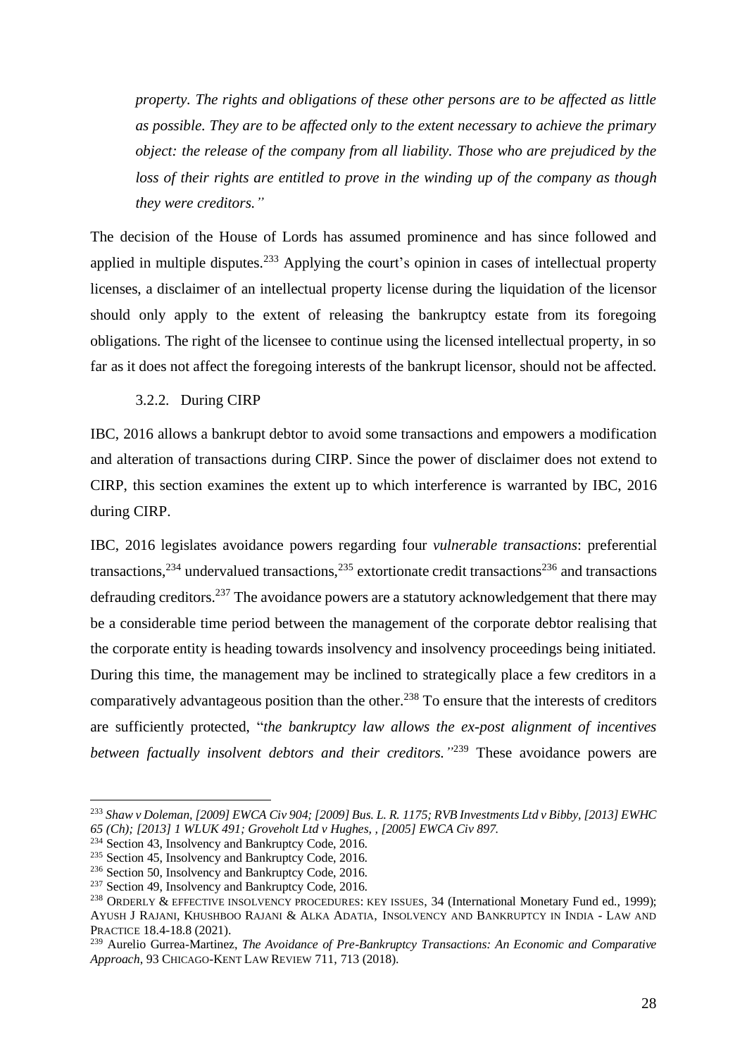*property. The rights and obligations of these other persons are to be affected as little as possible. They are to be affected only to the extent necessary to achieve the primary object: the release of the company from all liability. Those who are prejudiced by the loss of their rights are entitled to prove in the winding up of the company as though they were creditors."*

The decision of the House of Lords has assumed prominence and has since followed and applied in multiple disputes.[233] Applying the court's opinion in cases of intellectual property licenses, a disclaimer of an intellectual property license during the liquidation of the licensor should only apply to the extent of releasing the bankruptcy estate from its foregoing obligations. The right of the licensee to continue using the licensed intellectual property, in so far as it does not affect the foregoing interests of the bankrupt licensor, should not be affected.

### 3.2.2. During CIRP

IBC, 2016 allows a bankrupt debtor to avoid some transactions and empowers a modification and alteration of transactions during CIRP. Since the power of disclaimer does not extend to CIRP, this section examines the extent up to which interference is warranted by IBC, 2016 during CIRP.

IBC, 2016 legislates avoidance powers regarding four *vulnerable transactions*: preferential transactions,[234] undervalued transactions,[235] extortionate credit transactions[236] and transactions defrauding creditors.[237] The avoidance powers are a statutory acknowledgement that there may be a considerable time period between the management of the corporate debtor realising that the corporate entity is heading towards insolvency and insolvency proceedings being initiated. During this time, the management may be inclined to strategically place a few creditors in a comparatively advantageous position than the other.[238] To ensure that the interests of creditors are sufficiently protected, "*the bankruptcy law allows the ex-post alignment of incentives between factually insolvent debtors and their creditors."*[239] These avoidance powers are

---

[233] *Shaw v Doleman, [2009] EWCA Civ 904; [2009] Bus. L. R. 1175; RVB Investments Ltd v Bibby, [2013] EWHC 65 (Ch); [2013] 1 WLUK 491; Groveholt Ltd v Hughes, , [2005] EWCA Civ 897.*

[234] Section 43, Insolvency and Bankruptcy Code, 2016.

[235] Section 45, Insolvency and Bankruptcy Code, 2016.

[236] Section 50, Insolvency and Bankruptcy Code, 2016.

[237] Section 49, Insolvency and Bankruptcy Code, 2016.

[238] ORDERLY & EFFECTIVE INSOLVENCY PROCEDURES: KEY ISSUES, 34 (International Monetary Fund ed., 1999); AYUSH J RAJANI, KHUSHBOO RAJANI & ALKA ADATIA, INSOLVENCY AND BANKRUPTCY IN INDIA - LAW AND PRACTICE 18.4-18.8 (2021).

[239] Aurelio Gurrea-Martinez, *The Avoidance of Pre-Bankruptcy Transactions: An Economic and Comparative Approach*, 93 CHICAGO-KENT LAW REVIEW 711, 713 (2018).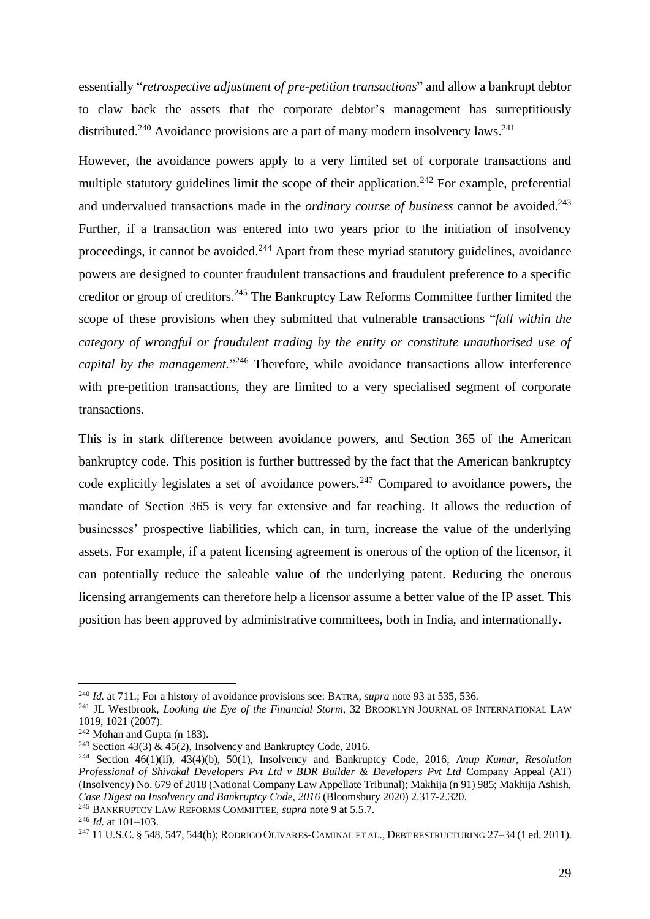essentially "*retrospective adjustment of pre-petition transactions*" and allow a bankrupt debtor to claw back the assets that the corporate debtor's management has surreptitiously distributed.[240] Avoidance provisions are a part of many modern insolvency laws.[241]

However, the avoidance powers apply to a very limited set of corporate transactions and multiple statutory guidelines limit the scope of their application.[242] For example, preferential and undervalued transactions made in the *ordinary course of business* cannot be avoided.[243] Further, if a transaction was entered into two years prior to the initiation of insolvency proceedings, it cannot be avoided.[244] Apart from these myriad statutory guidelines, avoidance powers are designed to counter fraudulent transactions and fraudulent preference to a specific creditor or group of creditors.[245] The Bankruptcy Law Reforms Committee further limited the scope of these provisions when they submitted that vulnerable transactions "*fall within the category of wrongful or fraudulent trading by the entity or constitute unauthorised use of capital by the management.*"[246] Therefore, while avoidance transactions allow interference with pre-petition transactions, they are limited to a very specialised segment of corporate transactions.

This is in stark difference between avoidance powers, and Section 365 of the American bankruptcy code. This position is further buttressed by the fact that the American bankruptcy code explicitly legislates a set of avoidance powers.[247] Compared to avoidance powers, the mandate of Section 365 is very far extensive and far reaching. It allows the reduction of businesses' prospective liabilities, which can, in turn, increase the value of the underlying assets. For example, if a patent licensing agreement is onerous of the option of the licensor, it can potentially reduce the saleable value of the underlying patent. Reducing the onerous licensing arrangements can therefore help a licensor assume a better value of the IP asset. This position has been approved by administrative committees, both in India, and internationally.

---

[240] *Id.* at 711.; For a history of avoidance provisions see: BATRA, *supra* note 93 at 535, 536.

[241] JL Westbrook, *Looking the Eye of the Financial Storm*, 32 BROOKLYN JOURNAL OF INTERNATIONAL LAW 1019, 1021 (2007).

[242] Mohan and Gupta (n 183).

[243] Section 43(3) & 45(2), Insolvency and Bankruptcy Code, 2016.

[244] Section 46(1)(ii), 43(4)(b), 50(1), Insolvency and Bankruptcy Code, 2016; *Anup Kumar, Resolution Professional of Shivakal Developers Pvt Ltd v BDR Builder & Developers Pvt Ltd* Company Appeal (AT) (Insolvency) No. 679 of 2018 (National Company Law Appellate Tribunal); Makhija (n 91) 985; Makhija Ashish, *Case Digest on Insolvency and Bankruptcy Code, 2016* (Bloomsbury 2020) 2.317-2.320.

[245] BANKRUPTCY LAW REFORMS COMMITTEE, *supra* note 9 at 5.5.7.

[246] *Id.* at 101–103.

[247] 11 U.S.C. § 548, 547, 544(b); RODRIGO OLIVARES-CAMINAL ET AL., DEBT RESTRUCTURING 27–34 (1 ed. 2011).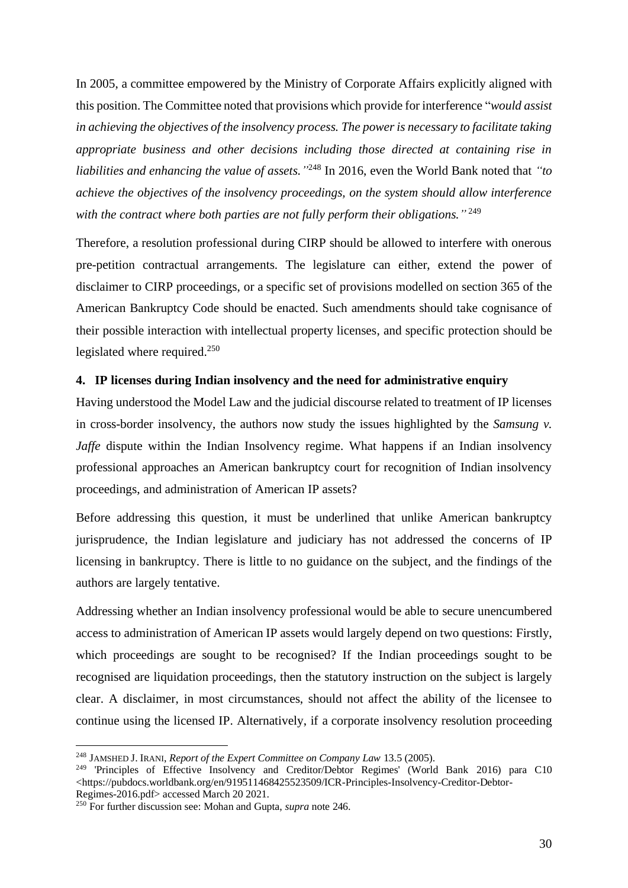In 2005, a committee empowered by the Ministry of Corporate Affairs explicitly aligned with this position. The Committee noted that provisions which provide for interference "*would assist in achieving the objectives of the insolvency process. The power is necessary to facilitate taking appropriate business and other decisions including those directed at containing rise in liabilities and enhancing the value of assets.*"[248] In 2016, even the World Bank noted that *"to achieve the objectives of the insolvency proceedings, on the system should allow interference with the contract where both parties are not fully perform their obligations."*[249]

Therefore, a resolution professional during CIRP should be allowed to interfere with onerous pre-petition contractual arrangements. The legislature can either, extend the power of disclaimer to CIRP proceedings, or a specific set of provisions modelled on section 365 of the American Bankruptcy Code should be enacted. Such amendments should take cognisance of their possible interaction with intellectual property licenses, and specific protection should be legislated where required.[250]

**4. IP licenses during Indian insolvency and the need for administrative enquiry**

Having understood the Model Law and the judicial discourse related to treatment of IP licenses in cross-border insolvency, the authors now study the issues highlighted by the *Samsung v. Jaffe* dispute within the Indian Insolvency regime. What happens if an Indian insolvency professional approaches an American bankruptcy court for recognition of Indian insolvency proceedings, and administration of American IP assets?

Before addressing this question, it must be underlined that unlike American bankruptcy jurisprudence, the Indian legislature and judiciary has not addressed the concerns of IP licensing in bankruptcy. There is little to no guidance on the subject, and the findings of the authors are largely tentative.

Addressing whether an Indian insolvency professional would be able to secure unencumbered access to administration of American IP assets would largely depend on two questions: Firstly, which proceedings are sought to be recognised? If the Indian proceedings sought to be recognised are liquidation proceedings, then the statutory instruction on the subject is largely clear. A disclaimer, in most circumstances, should not affect the ability of the licensee to continue using the licensed IP. Alternatively, if a corporate insolvency resolution proceeding

---

[248] JAMSHED J. IRANI, *Report of the Expert Committee on Company Law* 13.5 (2005).

[249] 'Principles of Effective Insolvency and Creditor/Debtor Regimes' (World Bank 2016) para C10 <https://pubdocs.worldbank.org/en/919511468425523509/ICR-Principles-Insolvency-Creditor-Debtor-Regimes-2016.pdf> accessed March 20 2021.

[250] For further discussion see: Mohan and Gupta, *supra* note 246.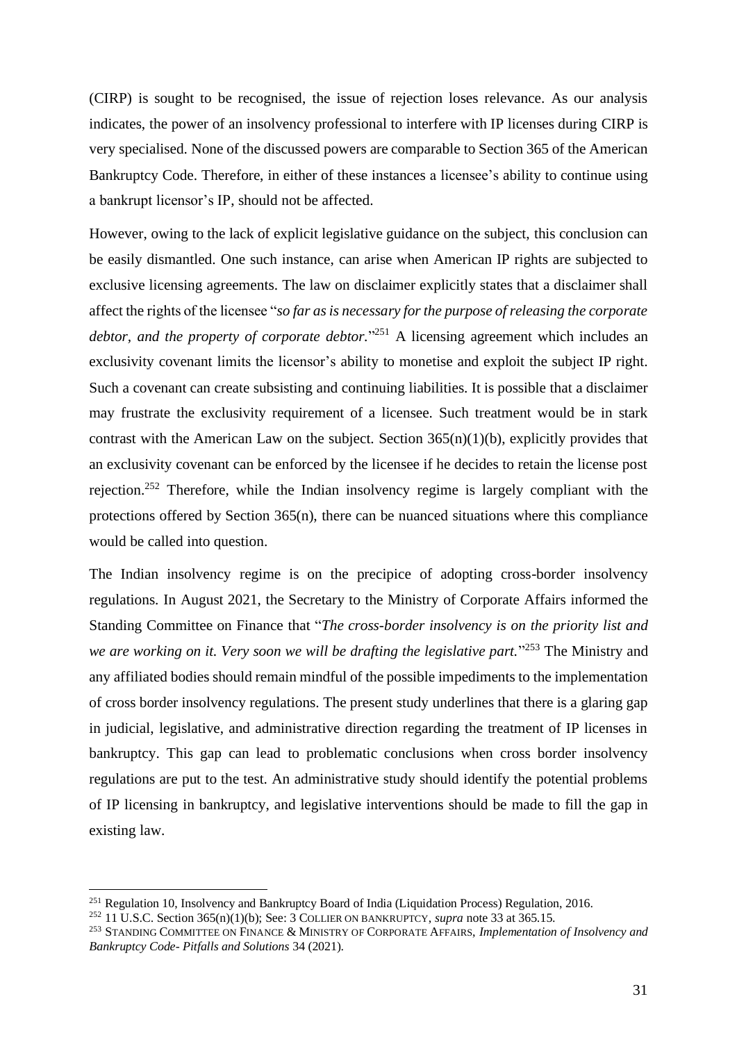(CIRP) is sought to be recognised, the issue of rejection loses relevance. As our analysis indicates, the power of an insolvency professional to interfere with IP licenses during CIRP is very specialised. None of the discussed powers are comparable to Section 365 of the American Bankruptcy Code. Therefore, in either of these instances a licensee's ability to continue using a bankrupt licensor's IP, should not be affected.

However, owing to the lack of explicit legislative guidance on the subject, this conclusion can be easily dismantled. One such instance, can arise when American IP rights are subjected to exclusive licensing agreements. The law on disclaimer explicitly states that a disclaimer shall affect the rights of the licensee "*so far as is necessary for the purpose of releasing the corporate debtor, and the property of corporate debtor.*"[251] A licensing agreement which includes an exclusivity covenant limits the licensor's ability to monetise and exploit the subject IP right. Such a covenant can create subsisting and continuing liabilities. It is possible that a disclaimer may frustrate the exclusivity requirement of a licensee. Such treatment would be in stark contrast with the American Law on the subject. Section 365(n)(1)(b), explicitly provides that an exclusivity covenant can be enforced by the licensee if he decides to retain the license post rejection.[252] Therefore, while the Indian insolvency regime is largely compliant with the protections offered by Section 365(n), there can be nuanced situations where this compliance would be called into question.

The Indian insolvency regime is on the precipice of adopting cross-border insolvency regulations. In August 2021, the Secretary to the Ministry of Corporate Affairs informed the Standing Committee on Finance that "*The cross-border insolvency is on the priority list and we are working on it. Very soon we will be drafting the legislative part.*"[253] The Ministry and any affiliated bodies should remain mindful of the possible impediments to the implementation of cross border insolvency regulations. The present study underlines that there is a glaring gap in judicial, legislative, and administrative direction regarding the treatment of IP licenses in bankruptcy. This gap can lead to problematic conclusions when cross border insolvency regulations are put to the test. An administrative study should identify the potential problems of IP licensing in bankruptcy, and legislative interventions should be made to fill the gap in existing law.

---

[251] Regulation 10, Insolvency and Bankruptcy Board of India (Liquidation Process) Regulation, 2016.

[252] 11 U.S.C. Section 365(n)(1)(b); See: 3 COLLIER ON BANKRUPTCY, *supra* note 33 at 365.15.

[253] STANDING COMMITTEE ON FINANCE & MINISTRY OF CORPORATE AFFAIRS, *Implementation of Insolvency and Bankruptcy Code- Pitfalls and Solutions* 34 (2021).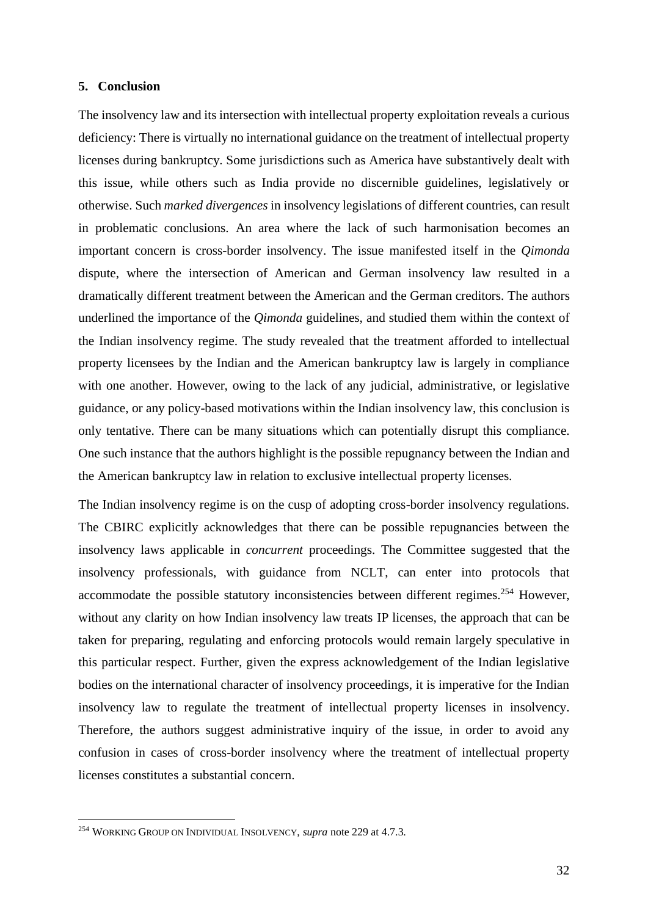## 5. Conclusion

The insolvency law and its intersection with intellectual property exploitation reveals a curious deficiency: There is virtually no international guidance on the treatment of intellectual property licenses during bankruptcy. Some jurisdictions such as America have substantively dealt with this issue, while others such as India provide no discernible guidelines, legislatively or otherwise. Such *marked divergences* in insolvency legislations of different countries, can result in problematic conclusions. An area where the lack of such harmonisation becomes an important concern is cross-border insolvency. The issue manifested itself in the *Qimonda* dispute, where the intersection of American and German insolvency law resulted in a dramatically different treatment between the American and the German creditors. The authors underlined the importance of the *Qimonda* guidelines, and studied them within the context of the Indian insolvency regime. The study revealed that the treatment afforded to intellectual property licensees by the Indian and the American bankruptcy law is largely in compliance with one another. However, owing to the lack of any judicial, administrative, or legislative guidance, or any policy-based motivations within the Indian insolvency law, this conclusion is only tentative. There can be many situations which can potentially disrupt this compliance. One such instance that the authors highlight is the possible repugnancy between the Indian and the American bankruptcy law in relation to exclusive intellectual property licenses.

The Indian insolvency regime is on the cusp of adopting cross-border insolvency regulations. The CBIRC explicitly acknowledges that there can be possible repugnancies between the insolvency laws applicable in *concurrent* proceedings. The Committee suggested that the insolvency professionals, with guidance from NCLT, can enter into protocols that accommodate the possible statutory inconsistencies between different regimes.[254] However, without any clarity on how Indian insolvency law treats IP licenses, the approach that can be taken for preparing, regulating and enforcing protocols would remain largely speculative in this particular respect. Further, given the express acknowledgement of the Indian legislative bodies on the international character of insolvency proceedings, it is imperative for the Indian insolvency law to regulate the treatment of intellectual property licenses in insolvency. Therefore, the authors suggest administrative inquiry of the issue, in order to avoid any confusion in cases of cross-border insolvency where the treatment of intellectual property licenses constitutes a substantial concern.

[254] WORKING GROUP ON INDIVIDUAL INSOLVENCY, *supra* note 229 at 4.7.3.